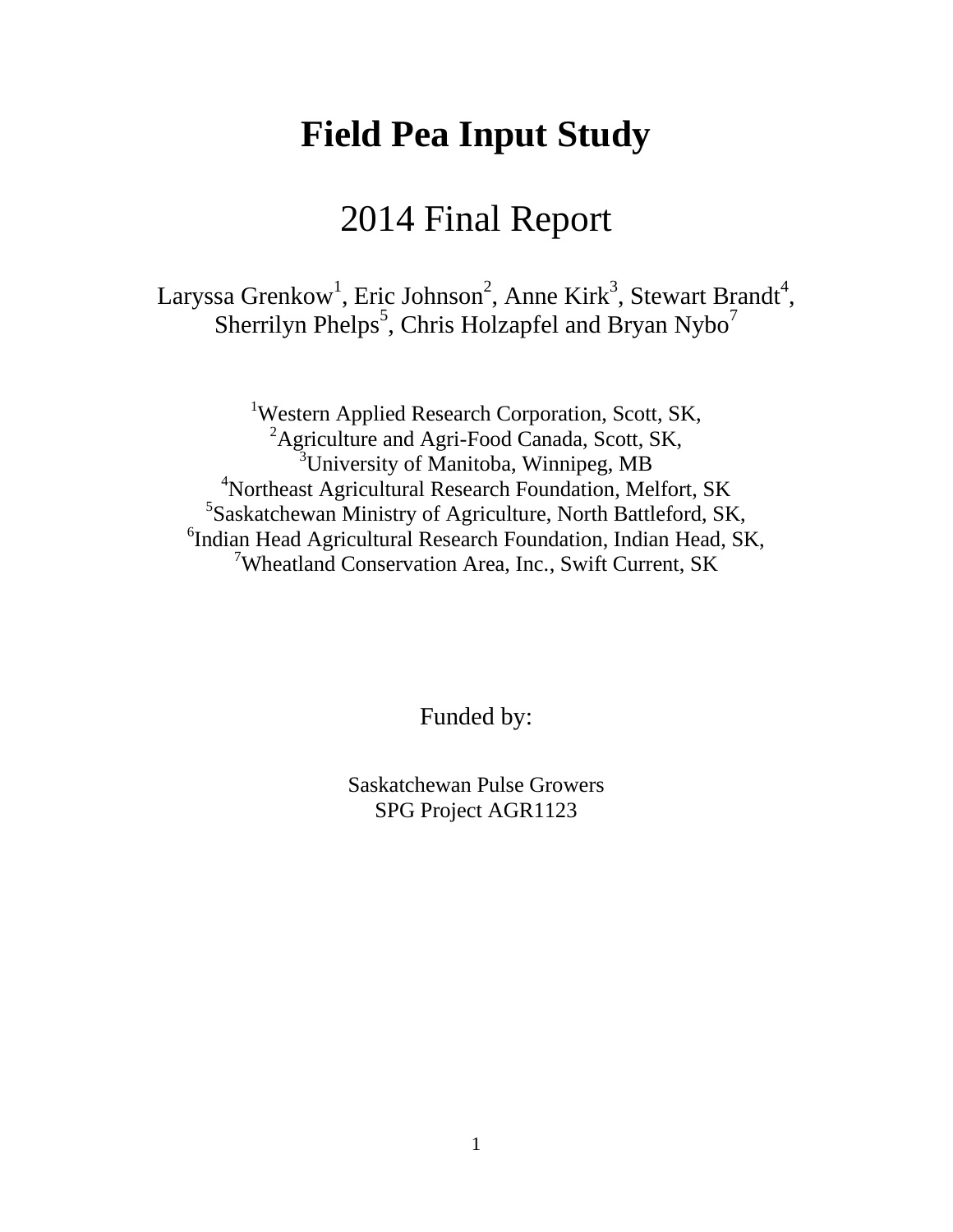# Field Pea Input Study

## 2014 Final Report

Laryssa Grenkow[1], Eric Johnson[2], Anne Kirk[3], Stewart Brandt[4], Sherrilyn Phelps[5], Chris Holzapfel and Bryan Nybo[7]

[1]Western Applied Research Corporation, Scott, SK,
[2]Agriculture and Agri-Food Canada, Scott, SK,
[3]University of Manitoba, Winnipeg, MB
[4]Northeast Agricultural Research Foundation, Melfort, SK
[5]Saskatchewan Ministry of Agriculture, North Battleford, SK,
[6]Indian Head Agricultural Research Foundation, Indian Head, SK,
[7]Wheatland Conservation Area, Inc., Swift Current, SK

Funded by:

Saskatchewan Pulse Growers
SPG Project AGR1123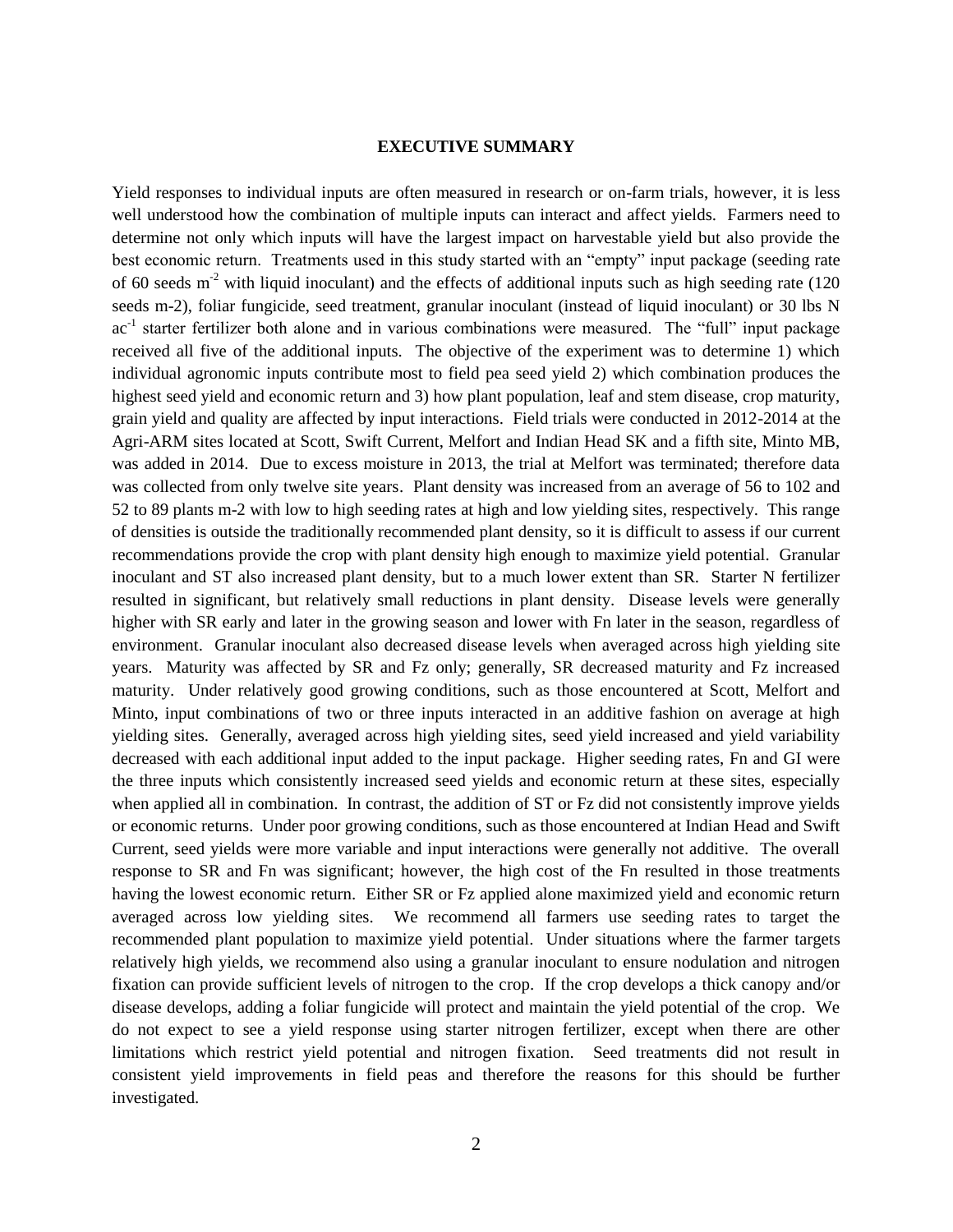**EXECUTIVE SUMMARY**

Yield responses to individual inputs are often measured in research or on-farm trials, however, it is less well understood how the combination of multiple inputs can interact and affect yields. Farmers need to determine not only which inputs will have the largest impact on harvestable yield but also provide the best economic return. Treatments used in this study started with an "empty" input package (seeding rate of 60 seeds $m^{-2}$ with liquid inoculant) and the effects of additional inputs such as high seeding rate (120 seeds m-2), foliar fungicide, seed treatment, granular inoculant (instead of liquid inoculant) or 30 lbs N $ac^{-1}$ starter fertilizer both alone and in various combinations were measured. The "full" input package received all five of the additional inputs. The objective of the experiment was to determine 1) which individual agronomic inputs contribute most to field pea seed yield 2) which combination produces the highest seed yield and economic return and 3) how plant population, leaf and stem disease, crop maturity, grain yield and quality are affected by input interactions. Field trials were conducted in 2012-2014 at the Agri-ARM sites located at Scott, Swift Current, Melfort and Indian Head SK and a fifth site, Minto MB, was added in 2014. Due to excess moisture in 2013, the trial at Melfort was terminated; therefore data was collected from only twelve site years. Plant density was increased from an average of 56 to 102 and 52 to 89 plants m-2 with low to high seeding rates at high and low yielding sites, respectively. This range of densities is outside the traditionally recommended plant density, so it is difficult to assess if our current recommendations provide the crop with plant density high enough to maximize yield potential. Granular inoculant and ST also increased plant density, but to a much lower extent than SR. Starter N fertilizer resulted in significant, but relatively small reductions in plant density. Disease levels were generally higher with SR early and later in the growing season and lower with Fn later in the season, regardless of environment. Granular inoculant also decreased disease levels when averaged across high yielding site years. Maturity was affected by SR and Fz only; generally, SR decreased maturity and Fz increased maturity. Under relatively good growing conditions, such as those encountered at Scott, Melfort and Minto, input combinations of two or three inputs interacted in an additive fashion on average at high yielding sites. Generally, averaged across high yielding sites, seed yield increased and yield variability decreased with each additional input added to the input package. Higher seeding rates, Fn and GI were the three inputs which consistently increased seed yields and economic return at these sites, especially when applied all in combination. In contrast, the addition of ST or Fz did not consistently improve yields or economic returns. Under poor growing conditions, such as those encountered at Indian Head and Swift Current, seed yields were more variable and input interactions were generally not additive. The overall response to SR and Fn was significant; however, the high cost of the Fn resulted in those treatments having the lowest economic return. Either SR or Fz applied alone maximized yield and economic return averaged across low yielding sites. We recommend all farmers use seeding rates to target the recommended plant population to maximize yield potential. Under situations where the farmer targets relatively high yields, we recommend also using a granular inoculant to ensure nodulation and nitrogen fixation can provide sufficient levels of nitrogen to the crop. If the crop develops a thick canopy and/or disease develops, adding a foliar fungicide will protect and maintain the yield potential of the crop. We do not expect to see a yield response using starter nitrogen fertilizer, except when there are other limitations which restrict yield potential and nitrogen fixation. Seed treatments did not result in consistent yield improvements in field peas and therefore the reasons for this should be further investigated.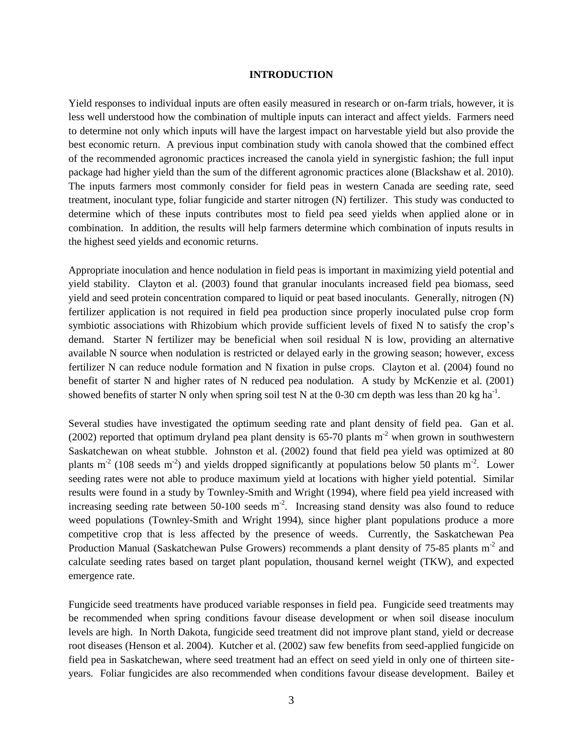## INTRODUCTION

Yield responses to individual inputs are often easily measured in research or on-farm trials, however, it is less well understood how the combination of multiple inputs can interact and affect yields. Farmers need to determine not only which inputs will have the largest impact on harvestable yield but also provide the best economic return. A previous input combination study with canola showed that the combined effect of the recommended agronomic practices increased the canola yield in synergistic fashion; the full input package had higher yield than the sum of the different agronomic practices alone (Blackshaw et al. 2010). The inputs farmers most commonly consider for field peas in western Canada are seeding rate, seed treatment, inoculant type, foliar fungicide and starter nitrogen (N) fertilizer. This study was conducted to determine which of these inputs contributes most to field pea seed yields when applied alone or in combination. In addition, the results will help farmers determine which combination of inputs results in the highest seed yields and economic returns.

Appropriate inoculation and hence nodulation in field peas is important in maximizing yield potential and yield stability. Clayton et al. (2003) found that granular inoculants increased field pea biomass, seed yield and seed protein concentration compared to liquid or peat based inoculants. Generally, nitrogen (N) fertilizer application is not required in field pea production since properly inoculated pulse crop form symbiotic associations with Rhizobium which provide sufficient levels of fixed N to satisfy the crop's demand. Starter N fertilizer may be beneficial when soil residual N is low, providing an alternative available N source when nodulation is restricted or delayed early in the growing season; however, excess fertilizer N can reduce nodule formation and N fixation in pulse crops. Clayton et al. (2004) found no benefit of starter N and higher rates of N reduced pea nodulation. A study by McKenzie et al. (2001) showed benefits of starter N only when spring soil test N at the 0-30 cm depth was less than 20 kg $ha^{-1}$.

Several studies have investigated the optimum seeding rate and plant density of field pea. Gan et al. (2002) reported that optimum dryland pea plant density is 65-70 plants $m^{-2}$ when grown in southwestern Saskatchewan on wheat stubble. Johnston et al. (2002) found that field pea yield was optimized at 80 plants $m^{-2}$ (108 seeds $m^{-2}$) and yields dropped significantly at populations below 50 plants $m^{-2}$. Lower seeding rates were not able to produce maximum yield at locations with higher yield potential. Similar results were found in a study by Townley-Smith and Wright (1994), where field pea yield increased with increasing seeding rate between 50-100 seeds $m^{-2}$. Increasing stand density was also found to reduce weed populations (Townley-Smith and Wright 1994), since higher plant populations produce a more competitive crop that is less affected by the presence of weeds. Currently, the Saskatchewan Pea Production Manual (Saskatchewan Pulse Growers) recommends a plant density of 75-85 plants $m^{-2}$ and calculate seeding rates based on target plant population, thousand kernel weight (TKW), and expected emergence rate.

Fungicide seed treatments have produced variable responses in field pea. Fungicide seed treatments may be recommended when spring conditions favour disease development or when soil disease inoculum levels are high. In North Dakota, fungicide seed treatment did not improve plant stand, yield or decrease root diseases (Henson et al. 2004). Kutcher et al. (2002) saw few benefits from seed-applied fungicide on field pea in Saskatchewan, where seed treatment had an effect on seed yield in only one of thirteen site-years. Foliar fungicides are also recommended when conditions favour disease development. Bailey et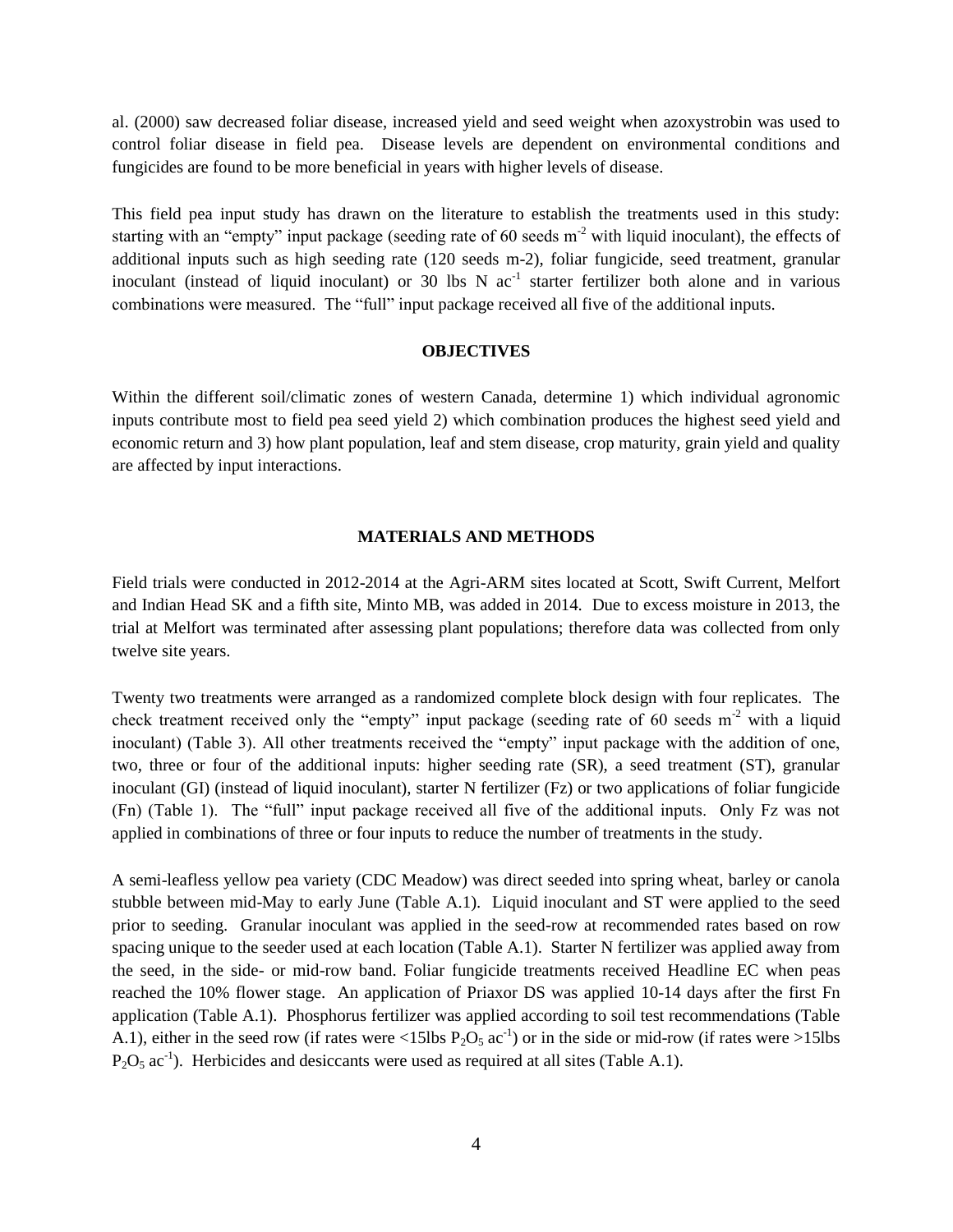al. (2000) saw decreased foliar disease, increased yield and seed weight when azoxystrobin was used to control foliar disease in field pea. Disease levels are dependent on environmental conditions and fungicides are found to be more beneficial in years with higher levels of disease.

This field pea input study has drawn on the literature to establish the treatments used in this study: starting with an "empty" input package (seeding rate of 60 seeds $m^{-2}$ with liquid inoculant), the effects of additional inputs such as high seeding rate (120 seeds m-2), foliar fungicide, seed treatment, granular inoculant (instead of liquid inoculant) or 30 lbs N $ac^{-1}$ starter fertilizer both alone and in various combinations were measured. The "full" input package received all five of the additional inputs.

## OBJECTIVES

Within the different soil/climatic zones of western Canada, determine 1) which individual agronomic inputs contribute most to field pea seed yield 2) which combination produces the highest seed yield and economic return and 3) how plant population, leaf and stem disease, crop maturity, grain yield and quality are affected by input interactions.

## MATERIALS AND METHODS

Field trials were conducted in 2012-2014 at the Agri-ARM sites located at Scott, Swift Current, Melfort and Indian Head SK and a fifth site, Minto MB, was added in 2014. Due to excess moisture in 2013, the trial at Melfort was terminated after assessing plant populations; therefore data was collected from only twelve site years.

Twenty two treatments were arranged as a randomized complete block design with four replicates. The check treatment received only the "empty" input package (seeding rate of 60 seeds $m^{-2}$ with a liquid inoculant) (Table 3). All other treatments received the "empty" input package with the addition of one, two, three or four of the additional inputs: higher seeding rate (SR), a seed treatment (ST), granular inoculant (GI) (instead of liquid inoculant), starter N fertilizer (Fz) or two applications of foliar fungicide (Fn) (Table 1). The "full" input package received all five of the additional inputs. Only Fz was not applied in combinations of three or four inputs to reduce the number of treatments in the study.

A semi-leafless yellow pea variety (CDC Meadow) was direct seeded into spring wheat, barley or canola stubble between mid-May to early June (Table A.1). Liquid inoculant and ST were applied to the seed prior to seeding. Granular inoculant was applied in the seed-row at recommended rates based on row spacing unique to the seeder used at each location (Table A.1). Starter N fertilizer was applied away from the seed, in the side- or mid-row band. Foliar fungicide treatments received Headline EC when peas reached the 10% flower stage. An application of Priaxor DS was applied 10-14 days after the first Fn application (Table A.1). Phosphorus fertilizer was applied according to soil test recommendations (Table A.1), either in the seed row (if rates were <15lbs $P_2O_5$ $ac^{-1}$) or in the side or mid-row (if rates were >15lbs $P_2O_5$ $ac^{-1}$). Herbicides and desiccants were used as required at all sites (Table A.1).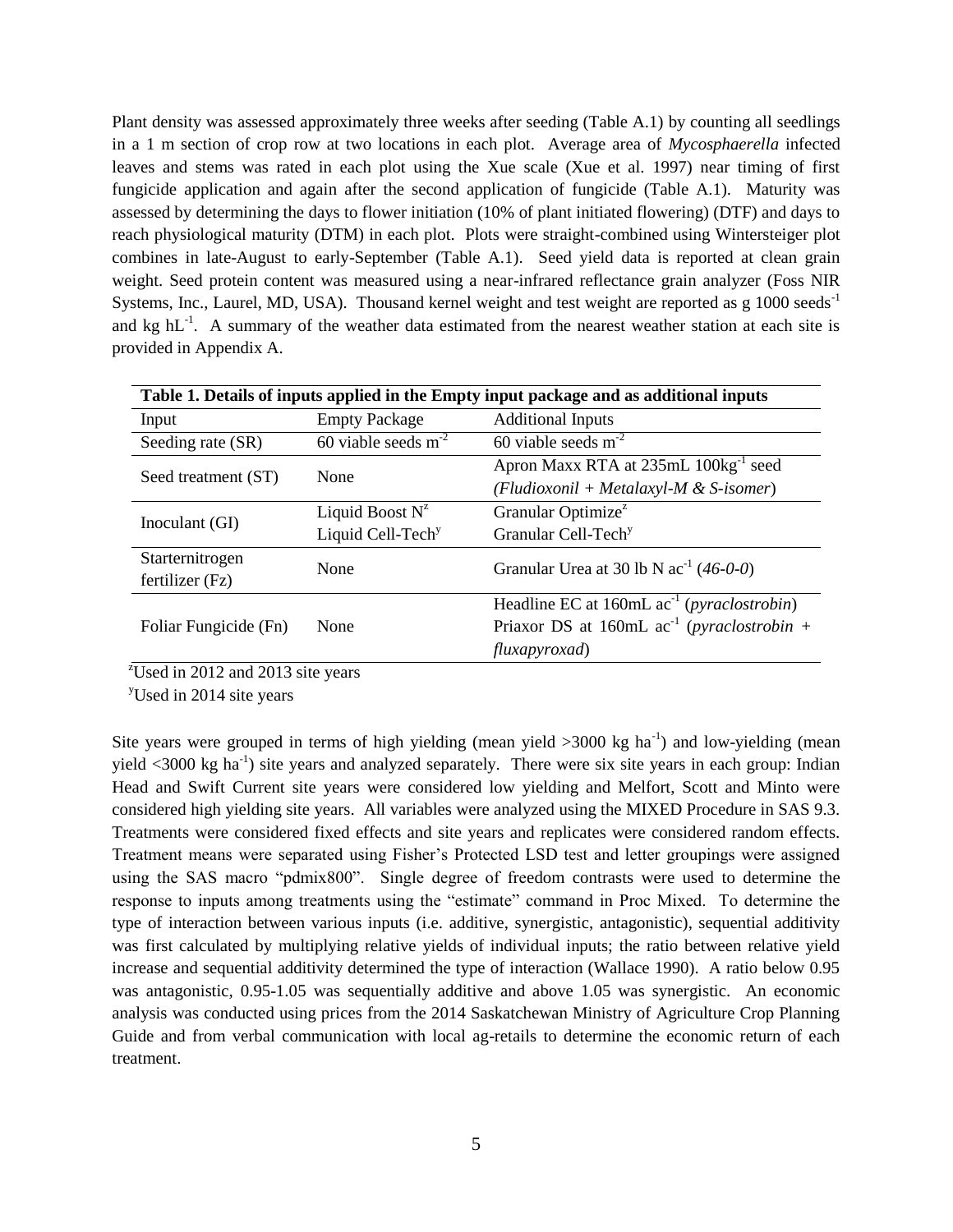Plant density was assessed approximately three weeks after seeding (Table A.1) by counting all seedlings in a 1 m section of crop row at two locations in each plot. Average area of *Mycosphaerella* infected leaves and stems was rated in each plot using the Xue scale (Xue et al. 1997) near timing of first fungicide application and again after the second application of fungicide (Table A.1). Maturity was assessed by determining the days to flower initiation (10% of plant initiated flowering) (DTF) and days to reach physiological maturity (DTM) in each plot. Plots were straight-combined using Wintersteiger plot combines in late-August to early-September (Table A.1). Seed yield data is reported at clean grain weight. Seed protein content was measured using a near-infrared reflectance grain analyzer (Foss NIR Systems, Inc., Laurel, MD, USA). Thousand kernel weight and test weight are reported as g 1000 seeds$^{-1}$ and kg hL$^{-1}$. A summary of the weather data estimated from the nearest weather station at each site is provided in Appendix A.

**Table 1. Details of inputs applied in the Empty input package and as additional inputs**

| Input | Empty Package | Additional Inputs |
|---|---|---|
| Seeding rate (SR) | 60 viable seeds m$^{-2}$ | 60 viable seeds m$^{-2}$ |
| Seed treatment (ST) | None | Apron Maxx RTA at 235mL 100kg$^{-1}$ seed (*Fludioxonil + Metalaxyl-M & S-isomer*) |
| Inoculant (GI) | Liquid Boost N[z]<br>Liquid Cell-Tech[y] | Granular Optimize[z]<br>Granular Cell-Tech[y] |
| Starternitrogen fertilizer (Fz) | None | Granular Urea at 30 lb N ac$^{-1}$ (*46-0-0*) |
| Foliar Fungicide (Fn) | None | Headline EC at 160mL ac$^{-1}$ (*pyraclostrobin*)<br>Priaxor DS at 160mL ac$^{-1}$ (*pyraclostrobin + fluxapyroxad*) |

[z]Used in 2012 and 2013 site years

[y]Used in 2014 site years

Site years were grouped in terms of high yielding (mean yield >3000 kg ha$^{-1}$) and low-yielding (mean yield <3000 kg ha$^{-1}$) site years and analyzed separately. There were six site years in each group: Indian Head and Swift Current site years were considered low yielding and Melfort, Scott and Minto were considered high yielding site years. All variables were analyzed using the MIXED Procedure in SAS 9.3. Treatments were considered fixed effects and site years and replicates were considered random effects. Treatment means were separated using Fisher's Protected LSD test and letter groupings were assigned using the SAS macro "pdmix800". Single degree of freedom contrasts were used to determine the response to inputs among treatments using the "estimate" command in Proc Mixed. To determine the type of interaction between various inputs (i.e. additive, synergistic, antagonistic), sequential additivity was first calculated by multiplying relative yields of individual inputs; the ratio between relative yield increase and sequential additivity determined the type of interaction (Wallace 1990). A ratio below 0.95 was antagonistic, 0.95-1.05 was sequentially additive and above 1.05 was synergistic. An economic analysis was conducted using prices from the 2014 Saskatchewan Ministry of Agriculture Crop Planning Guide and from verbal communication with local ag-retails to determine the economic return of each treatment.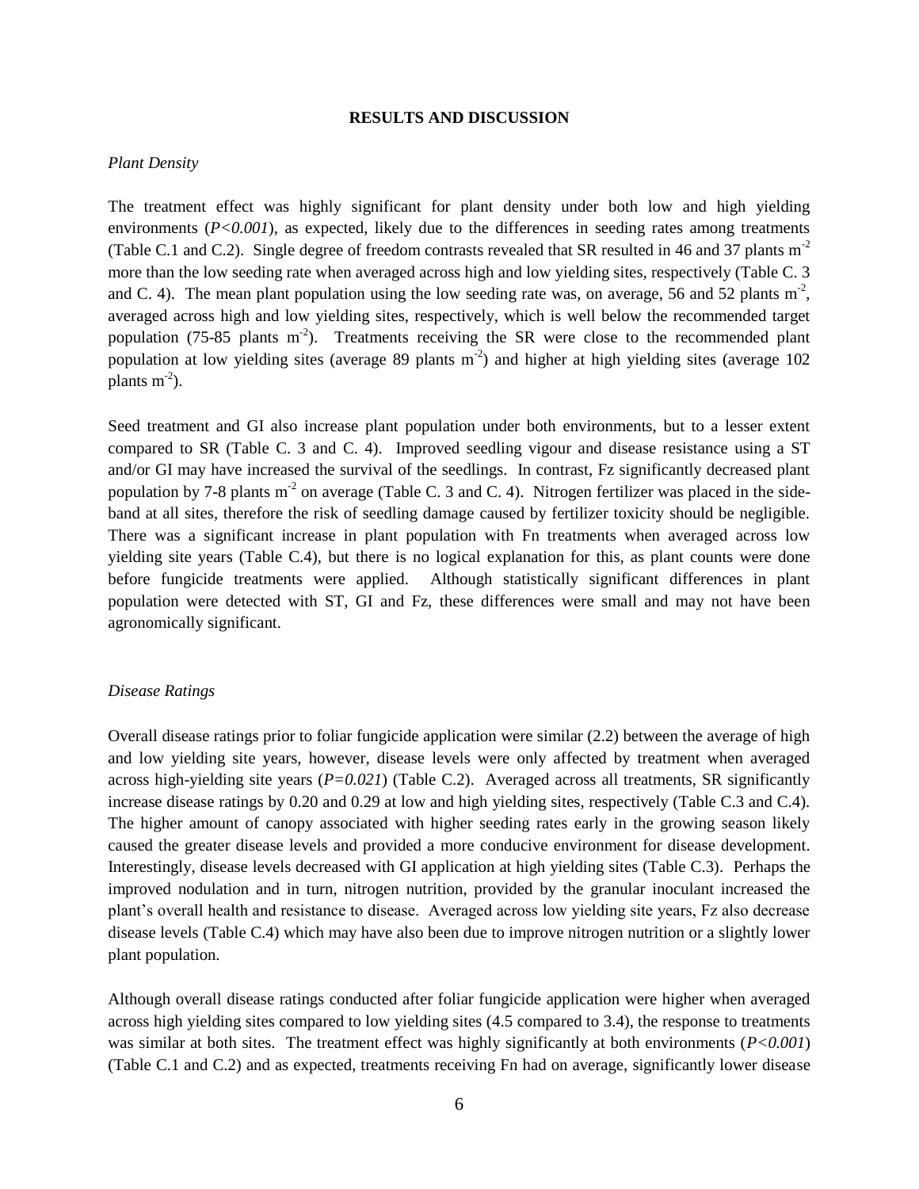## RESULTS AND DISCUSSION

*Plant Density*

The treatment effect was highly significant for plant density under both low and high yielding environments (*P<0.001*), as expected, likely due to the differences in seeding rates among treatments (Table C.1 and C.2). Single degree of freedom contrasts revealed that SR resulted in 46 and 37 plants $m^{-2}$ more than the low seeding rate when averaged across high and low yielding sites, respectively (Table C. 3 and C. 4). The mean plant population using the low seeding rate was, on average, 56 and 52 plants $m^{-2}$, averaged across high and low yielding sites, respectively, which is well below the recommended target population (75-85 plants $m^{-2}$). Treatments receiving the SR were close to the recommended plant population at low yielding sites (average 89 plants $m^{-2}$) and higher at high yielding sites (average 102 plants $m^{-2}$).

Seed treatment and GI also increase plant population under both environments, but to a lesser extent compared to SR (Table C. 3 and C. 4). Improved seedling vigour and disease resistance using a ST and/or GI may have increased the survival of the seedlings. In contrast, Fz significantly decreased plant population by 7-8 plants $m^{-2}$ on average (Table C. 3 and C. 4). Nitrogen fertilizer was placed in the side-band at all sites, therefore the risk of seedling damage caused by fertilizer toxicity should be negligible. There was a significant increase in plant population with Fn treatments when averaged across low yielding site years (Table C.4), but there is no logical explanation for this, as plant counts were done before fungicide treatments were applied. Although statistically significant differences in plant population were detected with ST, GI and Fz, these differences were small and may not have been agronomically significant.

*Disease Ratings*

Overall disease ratings prior to foliar fungicide application were similar (2.2) between the average of high and low yielding site years, however, disease levels were only affected by treatment when averaged across high-yielding site years (*P=0.021*) (Table C.2). Averaged across all treatments, SR significantly increase disease ratings by 0.20 and 0.29 at low and high yielding sites, respectively (Table C.3 and C.4). The higher amount of canopy associated with higher seeding rates early in the growing season likely caused the greater disease levels and provided a more conducive environment for disease development. Interestingly, disease levels decreased with GI application at high yielding sites (Table C.3). Perhaps the improved nodulation and in turn, nitrogen nutrition, provided by the granular inoculant increased the plant's overall health and resistance to disease. Averaged across low yielding site years, Fz also decrease disease levels (Table C.4) which may have also been due to improve nitrogen nutrition or a slightly lower plant population.

Although overall disease ratings conducted after foliar fungicide application were higher when averaged across high yielding sites compared to low yielding sites (4.5 compared to 3.4), the response to treatments was similar at both sites. The treatment effect was highly significantly at both environments (*P<0.001*) (Table C.1 and C.2) and as expected, treatments receiving Fn had on average, significantly lower disease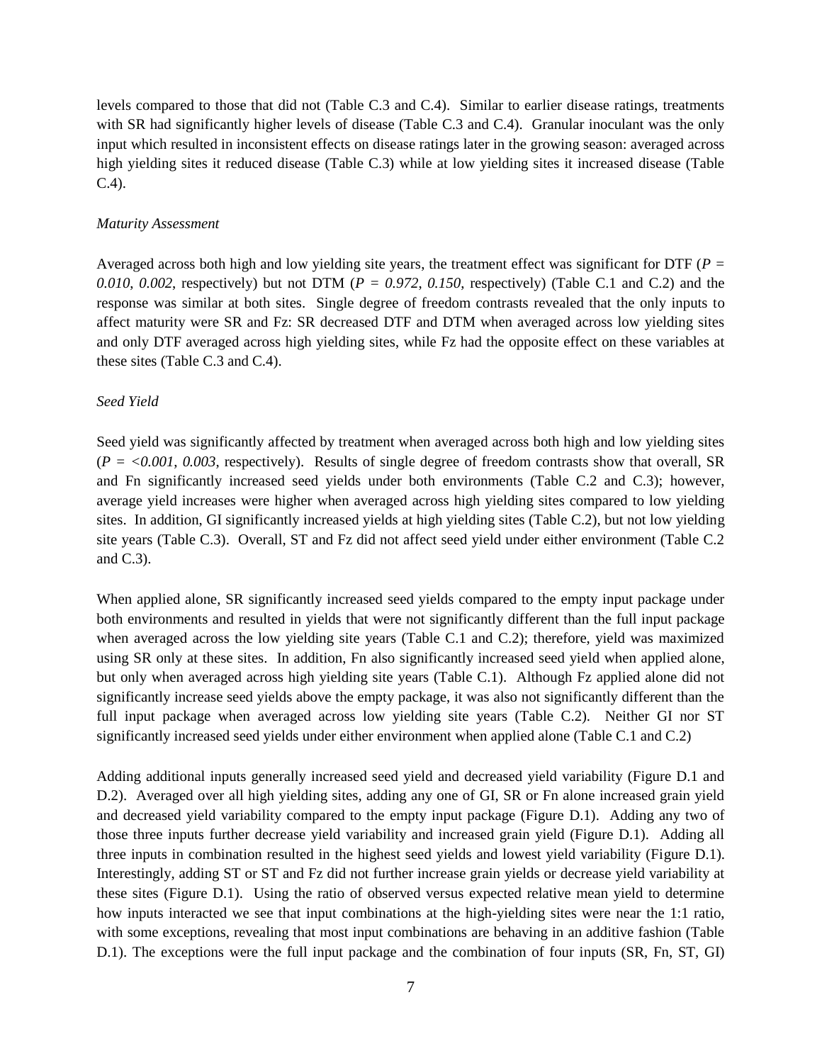levels compared to those that did not (Table C.3 and C.4). Similar to earlier disease ratings, treatments with SR had significantly higher levels of disease (Table C.3 and C.4). Granular inoculant was the only input which resulted in inconsistent effects on disease ratings later in the growing season: averaged across high yielding sites it reduced disease (Table C.3) while at low yielding sites it increased disease (Table C.4).

*Maturity Assessment*

Averaged across both high and low yielding site years, the treatment effect was significant for DTF ($P = 0.010, 0.002$, respectively) but not DTM ($P = 0.972, 0.150$, respectively) (Table C.1 and C.2) and the response was similar at both sites. Single degree of freedom contrasts revealed that the only inputs to affect maturity were SR and Fz: SR decreased DTF and DTM when averaged across low yielding sites and only DTF averaged across high yielding sites, while Fz had the opposite effect on these variables at these sites (Table C.3 and C.4).

*Seed Yield*

Seed yield was significantly affected by treatment when averaged across both high and low yielding sites ($P = <0.001, 0.003$, respectively). Results of single degree of freedom contrasts show that overall, SR and Fn significantly increased seed yields under both environments (Table C.2 and C.3); however, average yield increases were higher when averaged across high yielding sites compared to low yielding sites. In addition, GI significantly increased yields at high yielding sites (Table C.2), but not low yielding site years (Table C.3). Overall, ST and Fz did not affect seed yield under either environment (Table C.2 and C.3).

When applied alone, SR significantly increased seed yields compared to the empty input package under both environments and resulted in yields that were not significantly different than the full input package when averaged across the low yielding site years (Table C.1 and C.2); therefore, yield was maximized using SR only at these sites. In addition, Fn also significantly increased seed yield when applied alone, but only when averaged across high yielding site years (Table C.1). Although Fz applied alone did not significantly increase seed yields above the empty package, it was also not significantly different than the full input package when averaged across low yielding site years (Table C.2). Neither GI nor ST significantly increased seed yields under either environment when applied alone (Table C.1 and C.2)

Adding additional inputs generally increased seed yield and decreased yield variability (Figure D.1 and D.2). Averaged over all high yielding sites, adding any one of GI, SR or Fn alone increased grain yield and decreased yield variability compared to the empty input package (Figure D.1). Adding any two of those three inputs further decrease yield variability and increased grain yield (Figure D.1). Adding all three inputs in combination resulted in the highest seed yields and lowest yield variability (Figure D.1). Interestingly, adding ST or ST and Fz did not further increase grain yields or decrease yield variability at these sites (Figure D.1). Using the ratio of observed versus expected relative mean yield to determine how inputs interacted we see that input combinations at the high-yielding sites were near the 1:1 ratio, with some exceptions, revealing that most input combinations are behaving in an additive fashion (Table D.1). The exceptions were the full input package and the combination of four inputs (SR, Fn, ST, GI)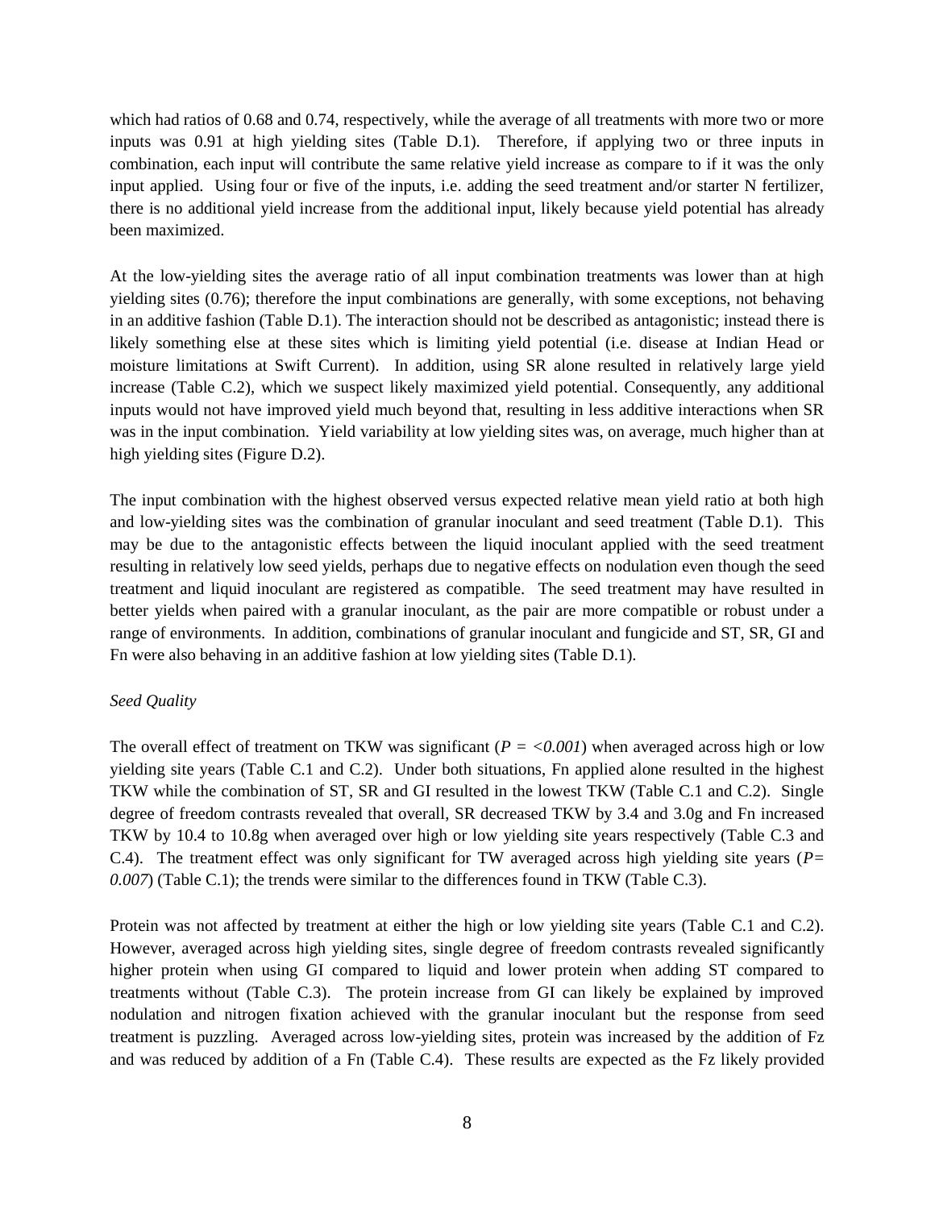which had ratios of 0.68 and 0.74, respectively, while the average of all treatments with more two or more inputs was 0.91 at high yielding sites (Table D.1). Therefore, if applying two or three inputs in combination, each input will contribute the same relative yield increase as compare to if it was the only input applied. Using four or five of the inputs, i.e. adding the seed treatment and/or starter N fertilizer, there is no additional yield increase from the additional input, likely because yield potential has already been maximized.

At the low-yielding sites the average ratio of all input combination treatments was lower than at high yielding sites (0.76); therefore the input combinations are generally, with some exceptions, not behaving in an additive fashion (Table D.1). The interaction should not be described as antagonistic; instead there is likely something else at these sites which is limiting yield potential (i.e. disease at Indian Head or moisture limitations at Swift Current). In addition, using SR alone resulted in relatively large yield increase (Table C.2), which we suspect likely maximized yield potential. Consequently, any additional inputs would not have improved yield much beyond that, resulting in less additive interactions when SR was in the input combination. Yield variability at low yielding sites was, on average, much higher than at high yielding sites (Figure D.2).

The input combination with the highest observed versus expected relative mean yield ratio at both high and low-yielding sites was the combination of granular inoculant and seed treatment (Table D.1). This may be due to the antagonistic effects between the liquid inoculant applied with the seed treatment resulting in relatively low seed yields, perhaps due to negative effects on nodulation even though the seed treatment and liquid inoculant are registered as compatible. The seed treatment may have resulted in better yields when paired with a granular inoculant, as the pair are more compatible or robust under a range of environments. In addition, combinations of granular inoculant and fungicide and ST, SR, GI and Fn were also behaving in an additive fashion at low yielding sites (Table D.1).

*Seed Quality*

The overall effect of treatment on TKW was significant ($P = <0.001$) when averaged across high or low yielding site years (Table C.1 and C.2). Under both situations, Fn applied alone resulted in the highest TKW while the combination of ST, SR and GI resulted in the lowest TKW (Table C.1 and C.2). Single degree of freedom contrasts revealed that overall, SR decreased TKW by 3.4 and 3.0g and Fn increased TKW by 10.4 to 10.8g when averaged over high or low yielding site years respectively (Table C.3 and C.4). The treatment effect was only significant for TW averaged across high yielding site years ($P= 0.007$) (Table C.1); the trends were similar to the differences found in TKW (Table C.3).

Protein was not affected by treatment at either the high or low yielding site years (Table C.1 and C.2). However, averaged across high yielding sites, single degree of freedom contrasts revealed significantly higher protein when using GI compared to liquid and lower protein when adding ST compared to treatments without (Table C.3). The protein increase from GI can likely be explained by improved nodulation and nitrogen fixation achieved with the granular inoculant but the response from seed treatment is puzzling. Averaged across low-yielding sites, protein was increased by the addition of Fz and was reduced by addition of a Fn (Table C.4). These results are expected as the Fz likely provided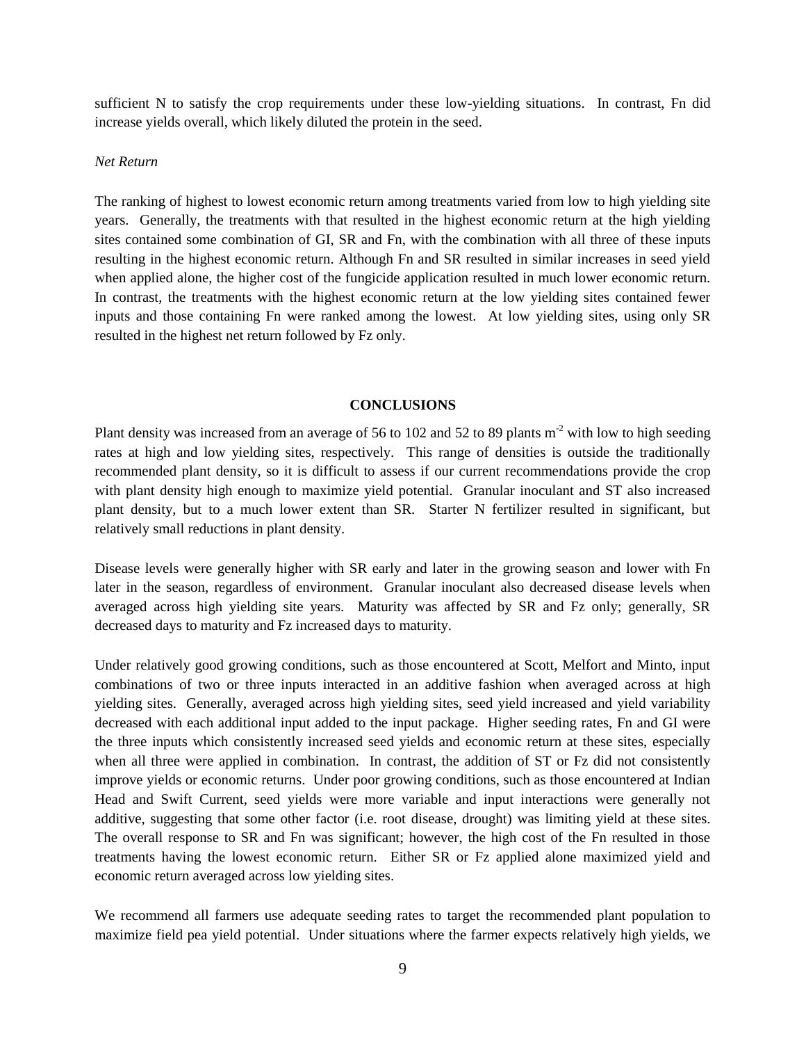sufficient N to satisfy the crop requirements under these low-yielding situations. In contrast, Fn did increase yields overall, which likely diluted the protein in the seed.

*Net Return*

The ranking of highest to lowest economic return among treatments varied from low to high yielding site years. Generally, the treatments with that resulted in the highest economic return at the high yielding sites contained some combination of GI, SR and Fn, with the combination with all three of these inputs resulting in the highest economic return. Although Fn and SR resulted in similar increases in seed yield when applied alone, the higher cost of the fungicide application resulted in much lower economic return. In contrast, the treatments with the highest economic return at the low yielding sites contained fewer inputs and those containing Fn were ranked among the lowest. At low yielding sites, using only SR resulted in the highest net return followed by Fz only.

## CONCLUSIONS

Plant density was increased from an average of 56 to 102 and 52 to 89 plants $m^{-2}$ with low to high seeding rates at high and low yielding sites, respectively. This range of densities is outside the traditionally recommended plant density, so it is difficult to assess if our current recommendations provide the crop with plant density high enough to maximize yield potential. Granular inoculant and ST also increased plant density, but to a much lower extent than SR. Starter N fertilizer resulted in significant, but relatively small reductions in plant density.

Disease levels were generally higher with SR early and later in the growing season and lower with Fn later in the season, regardless of environment. Granular inoculant also decreased disease levels when averaged across high yielding site years. Maturity was affected by SR and Fz only; generally, SR decreased days to maturity and Fz increased days to maturity.

Under relatively good growing conditions, such as those encountered at Scott, Melfort and Minto, input combinations of two or three inputs interacted in an additive fashion when averaged across at high yielding sites. Generally, averaged across high yielding sites, seed yield increased and yield variability decreased with each additional input added to the input package. Higher seeding rates, Fn and GI were the three inputs which consistently increased seed yields and economic return at these sites, especially when all three were applied in combination. In contrast, the addition of ST or Fz did not consistently improve yields or economic returns. Under poor growing conditions, such as those encountered at Indian Head and Swift Current, seed yields were more variable and input interactions were generally not additive, suggesting that some other factor (i.e. root disease, drought) was limiting yield at these sites. The overall response to SR and Fn was significant; however, the high cost of the Fn resulted in those treatments having the lowest economic return. Either SR or Fz applied alone maximized yield and economic return averaged across low yielding sites.

We recommend all farmers use adequate seeding rates to target the recommended plant population to maximize field pea yield potential. Under situations where the farmer expects relatively high yields, we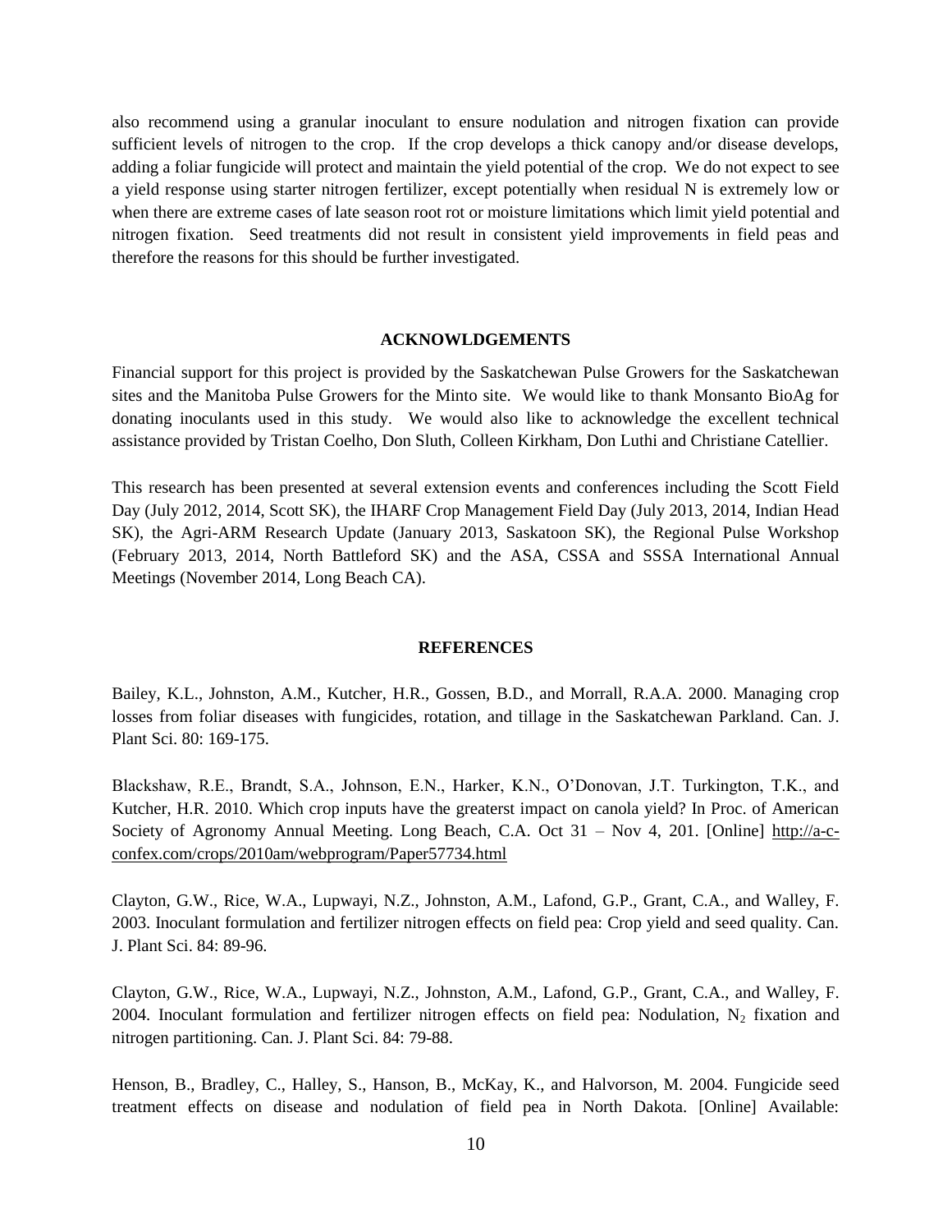also recommend using a granular inoculant to ensure nodulation and nitrogen fixation can provide sufficient levels of nitrogen to the crop. If the crop develops a thick canopy and/or disease develops, adding a foliar fungicide will protect and maintain the yield potential of the crop. We do not expect to see a yield response using starter nitrogen fertilizer, except potentially when residual N is extremely low or when there are extreme cases of late season root rot or moisture limitations which limit yield potential and nitrogen fixation. Seed treatments did not result in consistent yield improvements in field peas and therefore the reasons for this should be further investigated.

## ACKNOWLDGEMENTS

Financial support for this project is provided by the Saskatchewan Pulse Growers for the Saskatchewan sites and the Manitoba Pulse Growers for the Minto site. We would like to thank Monsanto BioAg for donating inoculants used in this study. We would also like to acknowledge the excellent technical assistance provided by Tristan Coelho, Don Sluth, Colleen Kirkham, Don Luthi and Christiane Catellier.

This research has been presented at several extension events and conferences including the Scott Field Day (July 2012, 2014, Scott SK), the IHARF Crop Management Field Day (July 2013, 2014, Indian Head SK), the Agri-ARM Research Update (January 2013, Saskatoon SK), the Regional Pulse Workshop (February 2013, 2014, North Battleford SK) and the ASA, CSSA and SSSA International Annual Meetings (November 2014, Long Beach CA).

## REFERENCES

Bailey, K.L., Johnston, A.M., Kutcher, H.R., Gossen, B.D., and Morrall, R.A.A. 2000. Managing crop losses from foliar diseases with fungicides, rotation, and tillage in the Saskatchewan Parkland. Can. J. Plant Sci. 80: 169-175.

Blackshaw, R.E., Brandt, S.A., Johnson, E.N., Harker, K.N., O'Donovan, J.T. Turkington, T.K., and Kutcher, H.R. 2010. Which crop inputs have the greaterst impact on canola yield? In Proc. of American Society of Agronomy Annual Meeting. Long Beach, C.A. Oct 31 – Nov 4, 201. [Online] http://a-c-confex.com/crops/2010am/webprogram/Paper57734.html

Clayton, G.W., Rice, W.A., Lupwayi, N.Z., Johnston, A.M., Lafond, G.P., Grant, C.A., and Walley, F. 2003. Inoculant formulation and fertilizer nitrogen effects on field pea: Crop yield and seed quality. Can. J. Plant Sci. 84: 89-96.

Clayton, G.W., Rice, W.A., Lupwayi, N.Z., Johnston, A.M., Lafond, G.P., Grant, C.A., and Walley, F. 2004. Inoculant formulation and fertilizer nitrogen effects on field pea: Nodulation, $N_2$ fixation and nitrogen partitioning. Can. J. Plant Sci. 84: 79-88.

Henson, B., Bradley, C., Halley, S., Hanson, B., McKay, K., and Halvorson, M. 2004. Fungicide seed treatment effects on disease and nodulation of field pea in North Dakota. [Online] Available: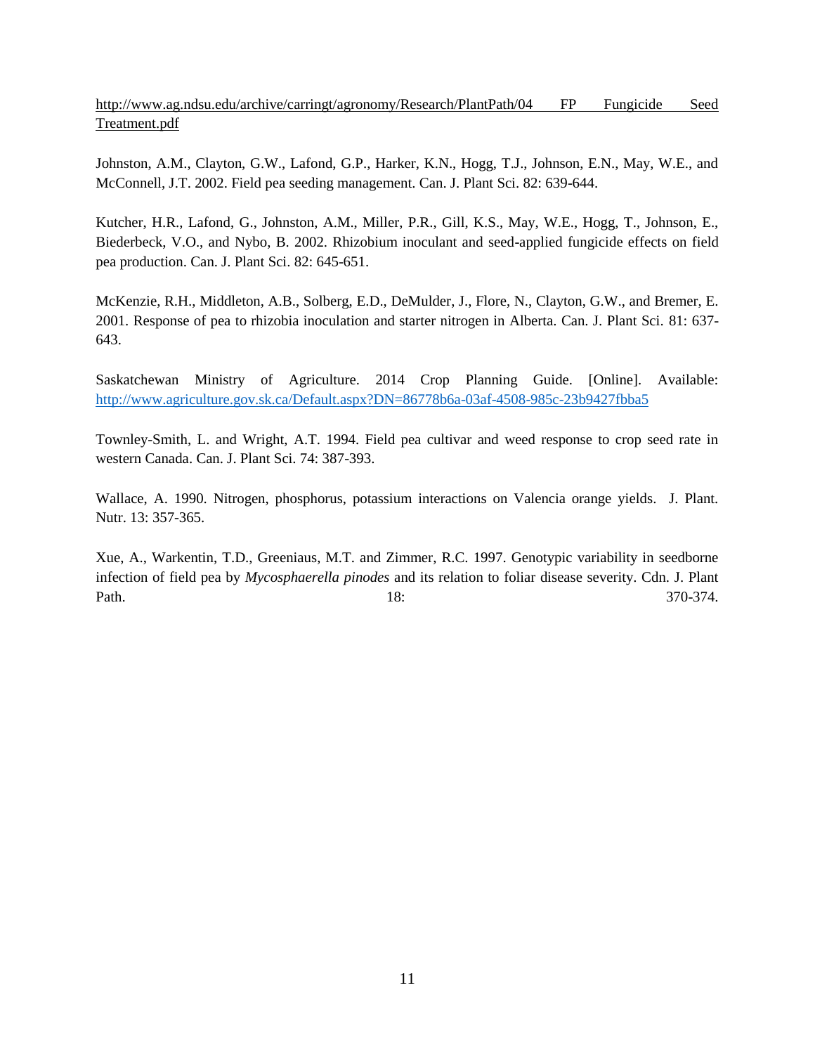http://www.ag.ndsu.edu/archive/carringt/agronomy/Research/PlantPath/04 FP Fungicide Seed Treatment.pdf

Johnston, A.M., Clayton, G.W., Lafond, G.P., Harker, K.N., Hogg, T.J., Johnson, E.N., May, W.E., and McConnell, J.T. 2002. Field pea seeding management. Can. J. Plant Sci. 82: 639-644.

Kutcher, H.R., Lafond, G., Johnston, A.M., Miller, P.R., Gill, K.S., May, W.E., Hogg, T., Johnson, E., Biederbeck, V.O., and Nybo, B. 2002. Rhizobium inoculant and seed-applied fungicide effects on field pea production. Can. J. Plant Sci. 82: 645-651.

McKenzie, R.H., Middleton, A.B., Solberg, E.D., DeMulder, J., Flore, N., Clayton, G.W., and Bremer, E. 2001. Response of pea to rhizobia inoculation and starter nitrogen in Alberta. Can. J. Plant Sci. 81: 637-643.

Saskatchewan Ministry of Agriculture. 2014 Crop Planning Guide. [Online]. Available: http://www.agriculture.gov.sk.ca/Default.aspx?DN=86778b6a-03af-4508-985c-23b9427fbba5

Townley-Smith, L. and Wright, A.T. 1994. Field pea cultivar and weed response to crop seed rate in western Canada. Can. J. Plant Sci. 74: 387-393.

Wallace, A. 1990. Nitrogen, phosphorus, potassium interactions on Valencia orange yields. J. Plant. Nutr. 13: 357-365.

Xue, A., Warkentin, T.D., Greeniaus, M.T. and Zimmer, R.C. 1997. Genotypic variability in seedborne infection of field pea by *Mycosphaerella pinodes* and its relation to foliar disease severity. Cdn. J. Plant Path. 18: 370-374.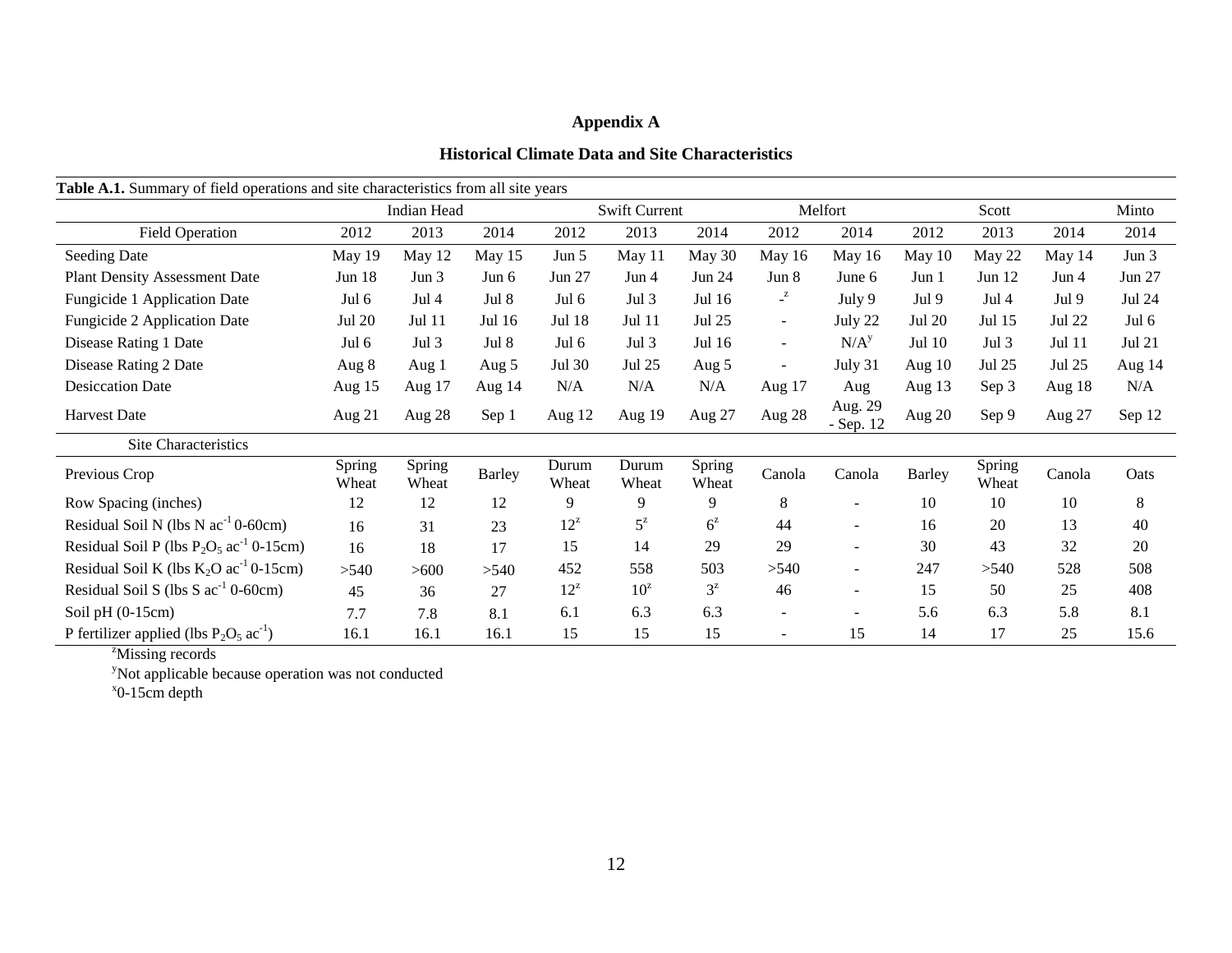# Appendix A

## Historical Climate Data and Site Characteristics

**Table A.1.** Summary of field operations and site characteristics from all site years

| | Indian Head | | | Swift Current | | | Melfort | | Scott | | | Minto |
|---|---|---|---|---|---|---|---|---|---|---|---|---|
| Field Operation | 2012 | 2013 | 2014 | 2012 | 2013 | 2014 | 2012 | 2014 | 2012 | 2013 | 2014 | 2014 |
| Seeding Date | May 19 | May 12 | May 15 | Jun 5 | May 11 | May 30 | May 16 | May 16 | May 10 | May 22 | May 14 | Jun 3 |
| Plant Density Assessment Date | Jun 18 | Jun 3 | Jun 6 | Jun 27 | Jun 4 | Jun 24 | Jun 8 | June 6 | Jun 1 | Jun 12 | Jun 4 | Jun 27 |
| Fungicide 1 Application Date | Jul 6 | Jul 4 | Jul 8 | Jul 6 | Jul 3 | Jul 16 | -[z] | July 9 | Jul 9 | Jul 4 | Jul 9 | Jul 24 |
| Fungicide 2 Application Date | Jul 20 | Jul 11 | Jul 16 | Jul 18 | Jul 11 | Jul 25 | - | July 22 | Jul 20 | Jul 15 | Jul 22 | Jul 6 |
| Disease Rating 1 Date | Jul 6 | Jul 3 | Jul 8 | Jul 6 | Jul 3 | Jul 16 | - | N/A[y] | Jul 10 | Jul 3 | Jul 11 | Jul 21 |
| Disease Rating 2 Date | Aug 8 | Aug 1 | Aug 5 | Jul 30 | Jul 25 | Aug 5 | - | July 31 | Aug 10 | Jul 25 | Jul 25 | Aug 14 |
| Desiccation Date | Aug 15 | Aug 17 | Aug 14 | N/A | N/A | N/A | Aug 17 | Aug | Aug 13 | Sep 3 | Aug 18 | N/A |
| Harvest Date | Aug 21 | Aug 28 | Sep 1 | Aug 12 | Aug 19 | Aug 27 | Aug 28 | Aug. 29 - Sep. 12 | Aug 20 | Sep 9 | Aug 27 | Sep 12 |
| Site Characteristics | | | | | | | | | | | | |
| Previous Crop | Spring Wheat | Spring Wheat | Barley | Durum Wheat | Durum Wheat | Spring Wheat | Canola | Canola | Barley | Spring Wheat | Canola | Oats |
| Row Spacing (inches) | 12 | 12 | 12 | 9 | 9 | 9 | 8 | - | 10 | 10 | 10 | 8 |
| Residual Soil N (lbs N $ac^{-1}$ 0-60cm) | 16 | 31 | 23 | 12[z] | 5[z] | 6[z] | 44 | - | 16 | 20 | 13 | 40 |
| Residual Soil P (lbs $P_2O_5$ $ac^{-1}$ 0-15cm) | 16 | 18 | 17 | 15 | 14 | 29 | 29 | - | 30 | 43 | 32 | 20 |
| Residual Soil K (lbs $K_2O$ $ac^{-1}$ 0-15cm) | >540 | >600 | >540 | 452 | 558 | 503 | >540 | - | 247 | >540 | 528 | 508 |
| Residual Soil S (lbs S $ac^{-1}$ 0-60cm) | 45 | 36 | 27 | 12[z] | 10[z] | 3[z] | 46 | - | 15 | 50 | 25 | 408 |
| Soil pH (0-15cm) | 7.7 | 7.8 | 8.1 | 6.1 | 6.3 | 6.3 | - | - | 5.6 | 6.3 | 5.8 | 8.1 |
| P fertilizer applied (lbs $P_2O_5$ $ac^{-1}$) | 16.1 | 16.1 | 16.1 | 15 | 15 | 15 | - | 15 | 14 | 17 | 25 | 15.6 |

[z]Missing records

[y]Not applicable because operation was not conducted

[x]0-15cm depth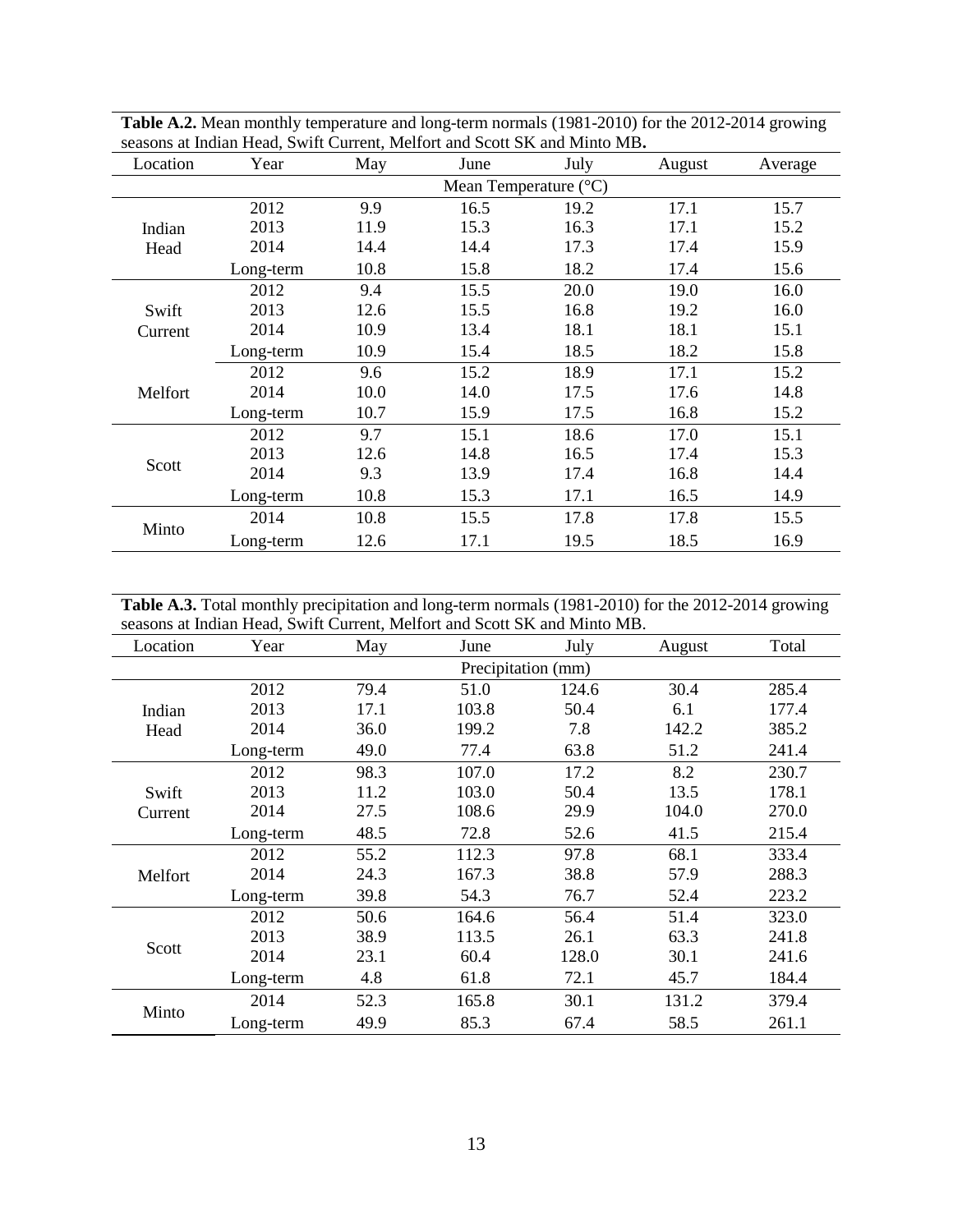**Table A.2.** Mean monthly temperature and long-term normals (1981-2010) for the 2012-2014 growing seasons at Indian Head, Swift Current, Melfort and Scott SK and Minto MB**.**

| Location | Year | May | June | July | August | Average |
|---|---|---|---|---|---|---|
| | | Mean Temperature (°C) | | | | |
| Indian Head | 2012 | 9.9 | 16.5 | 19.2 | 17.1 | 15.7 |
| | 2013 | 11.9 | 15.3 | 16.3 | 17.1 | 15.2 |
| | 2014 | 14.4 | 14.4 | 17.3 | 17.4 | 15.9 |
| | Long-term | 10.8 | 15.8 | 18.2 | 17.4 | 15.6 |
| Swift Current | 2012 | 9.4 | 15.5 | 20.0 | 19.0 | 16.0 |
| | 2013 | 12.6 | 15.5 | 16.8 | 19.2 | 16.0 |
| | 2014 | 10.9 | 13.4 | 18.1 | 18.1 | 15.1 |
| | Long-term | 10.9 | 15.4 | 18.5 | 18.2 | 15.8 |
| Melfort | 2012 | 9.6 | 15.2 | 18.9 | 17.1 | 15.2 |
| | 2014 | 10.0 | 14.0 | 17.5 | 17.6 | 14.8 |
| | Long-term | 10.7 | 15.9 | 17.5 | 16.8 | 15.2 |
| Scott | 2012 | 9.7 | 15.1 | 18.6 | 17.0 | 15.1 |
| | 2013 | 12.6 | 14.8 | 16.5 | 17.4 | 15.3 |
| | 2014 | 9.3 | 13.9 | 17.4 | 16.8 | 14.4 |
| | Long-term | 10.8 | 15.3 | 17.1 | 16.5 | 14.9 |
| Minto | 2014 | 10.8 | 15.5 | 17.8 | 17.8 | 15.5 |
| | Long-term | 12.6 | 17.1 | 19.5 | 18.5 | 16.9 |

**Table A.3.** Total monthly precipitation and long-term normals (1981-2010) for the 2012-2014 growing seasons at Indian Head, Swift Current, Melfort and Scott SK and Minto MB.

| Location | Year | May | June | July | August | Total |
|---|---|---|---|---|---|---|
| | | Precipitation (mm) | | | | |
| Indian Head | 2012 | 79.4 | 51.0 | 124.6 | 30.4 | 285.4 |
| | 2013 | 17.1 | 103.8 | 50.4 | 6.1 | 177.4 |
| | 2014 | 36.0 | 199.2 | 7.8 | 142.2 | 385.2 |
| | Long-term | 49.0 | 77.4 | 63.8 | 51.2 | 241.4 |
| Swift Current | 2012 | 98.3 | 107.0 | 17.2 | 8.2 | 230.7 |
| | 2013 | 11.2 | 103.0 | 50.4 | 13.5 | 178.1 |
| | 2014 | 27.5 | 108.6 | 29.9 | 104.0 | 270.0 |
| | Long-term | 48.5 | 72.8 | 52.6 | 41.5 | 215.4 |
| Melfort | 2012 | 55.2 | 112.3 | 97.8 | 68.1 | 333.4 |
| | 2014 | 24.3 | 167.3 | 38.8 | 57.9 | 288.3 |
| | Long-term | 39.8 | 54.3 | 76.7 | 52.4 | 223.2 |
| Scott | 2012 | 50.6 | 164.6 | 56.4 | 51.4 | 323.0 |
| | 2013 | 38.9 | 113.5 | 26.1 | 63.3 | 241.8 |
| | 2014 | 23.1 | 60.4 | 128.0 | 30.1 | 241.6 |
| | Long-term | 4.8 | 61.8 | 72.1 | 45.7 | 184.4 |
| Minto | 2014 | 52.3 | 165.8 | 30.1 | 131.2 | 379.4 |
| | Long-term | 49.9 | 85.3 | 67.4 | 58.5 | 261.1 |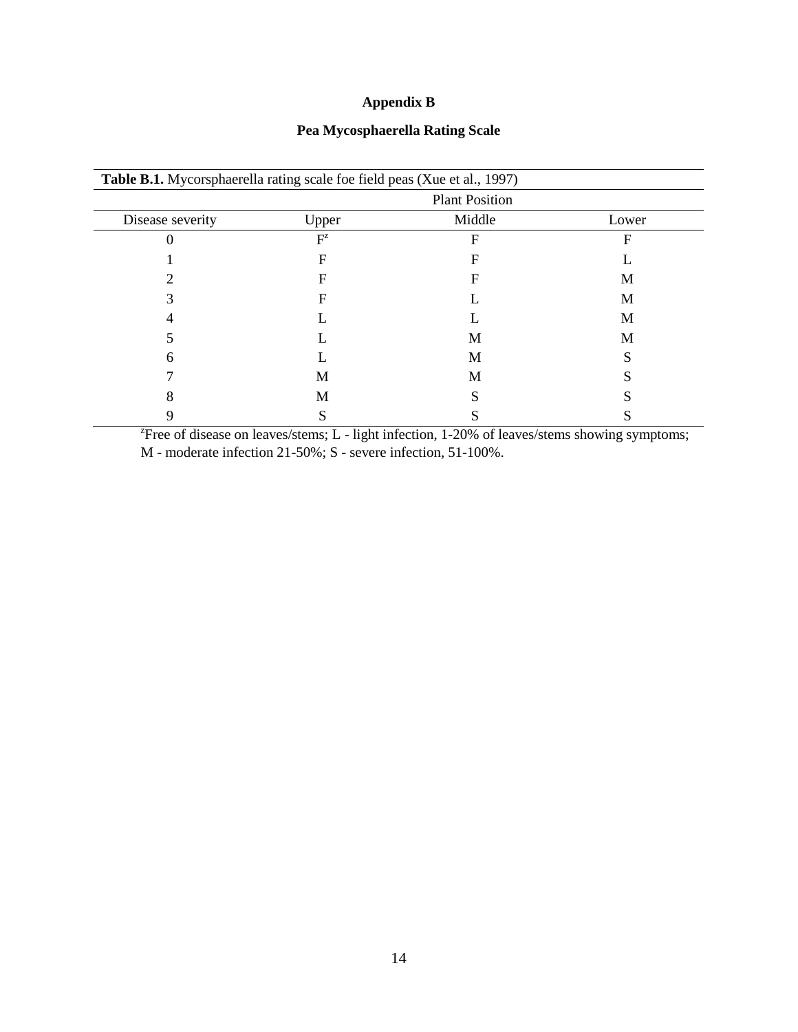# Appendix B

## Pea Mycosphaerella Rating Scale

**Table B.1.** Mycorsphaerella rating scale foe field peas (Xue et al., 1997)

| | Plant Position | | |
|---|---|---|---|
| Disease severity | Upper | Middle | Lower |
| 0 | F[z] | F | F |
| 1 | F | F | L |
| 2 | F | F | M |
| 3 | F | L | M |
| 4 | L | L | M |
| 5 | L | M | M |
| 6 | L | M | S |
| 7 | M | M | S |
| 8 | M | S | S |
| 9 | S | S | S |

[z]Free of disease on leaves/stems; L - light infection, 1-20% of leaves/stems showing symptoms; M - moderate infection 21-50%; S - severe infection, 51-100%.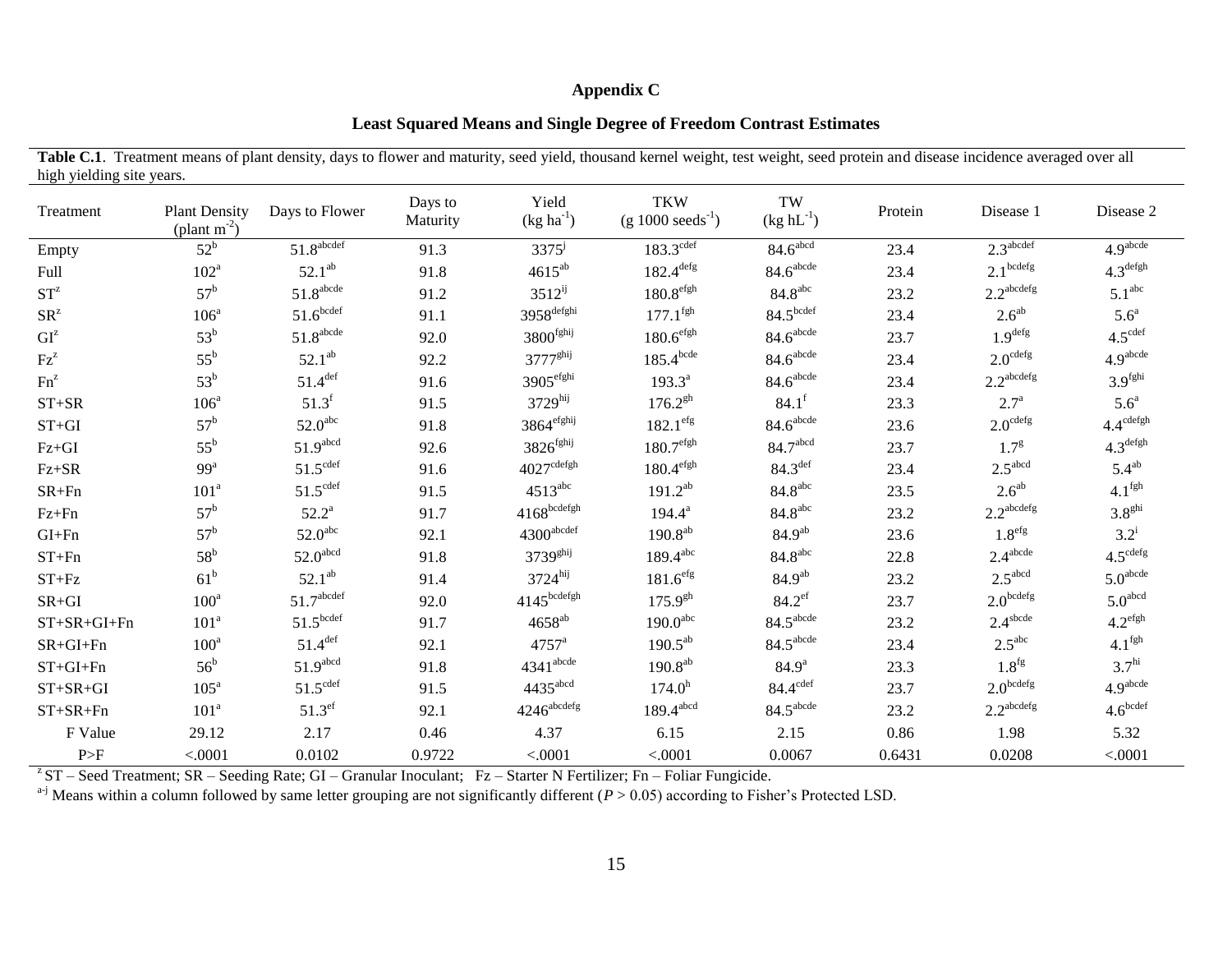**Appendix C**

**Least Squared Means and Single Degree of Freedom Contrast Estimates**

**Table C.1**. Treatment means of plant density, days to flower and maturity, seed yield, thousand kernel weight, test weight, seed protein and disease incidence averaged over all high yielding site years.

| Treatment | Plant Density (plant $m^{-2}$) | Days to Flower | Days to Maturity | Yield (kg $ha^{-1}$) | TKW (g 1000 $seeds^{-1}$) | TW (kg $hL^{-1}$) | Protein | Disease 1 | Disease 2 |
|---|---|---|---|---|---|---|---|---|---|
| Empty | 52$^{b}$ | 51.8$^{abcdef}$ | 91.3 | 3375$^{j}$ | 183.3$^{cdef}$ | 84.6$^{abcd}$ | 23.4 | 2.3$^{abcdef}$ | 4.9$^{abcde}$ |
| Full | 102$^{a}$ | 52.1$^{ab}$ | 91.8 | 4615$^{ab}$ | 182.4$^{defg}$ | 84.6$^{abcde}$ | 23.4 | 2.1$^{bcdefg}$ | 4.3$^{defgh}$ |
| ST$^{z}$ | 57$^{b}$ | 51.8$^{abcde}$ | 91.2 | 3512$^{ij}$ | 180.8$^{efgh}$ | 84.8$^{abc}$ | 23.2 | 2.2$^{abcdefg}$ | 5.1$^{abc}$ |
| SR$^{z}$ | 106$^{a}$ | 51.6$^{bcdef}$ | 91.1 | 3958$^{defghi}$ | 177.1$^{fgh}$ | 84.5$^{bcdef}$ | 23.4 | 2.6$^{ab}$ | 5.6$^{a}$ |
| GI$^{z}$ | 53$^{b}$ | 51.8$^{abcde}$ | 92.0 | 3800$^{fghij}$ | 180.6$^{efgh}$ | 84.6$^{abcde}$ | 23.7 | 1.9$^{defg}$ | 4.5$^{cdef}$ |
| Fz$^{z}$ | 55$^{b}$ | 52.1$^{ab}$ | 92.2 | 3777$^{ghij}$ | 185.4$^{bcde}$ | 84.6$^{abcde}$ | 23.4 | 2.0$^{cdefg}$ | 4.9$^{abcde}$ |
| Fn$^{z}$ | 53$^{b}$ | 51.4$^{def}$ | 91.6 | 3905$^{efghi}$ | 193.3$^{a}$ | 84.6$^{abcde}$ | 23.4 | 2.2$^{abcdefg}$ | 3.9$^{fghi}$ |
| ST+SR | 106$^{a}$ | 51.3$^{f}$ | 91.5 | 3729$^{hij}$ | 176.2$^{gh}$ | 84.1$^{f}$ | 23.3 | 2.7$^{a}$ | 5.6$^{a}$ |
| ST+GI | 57$^{b}$ | 52.0$^{abc}$ | 91.8 | 3864$^{efghij}$ | 182.1$^{efg}$ | 84.6$^{abcde}$ | 23.6 | 2.0$^{cdefg}$ | 4.4$^{cdefgh}$ |
| Fz+GI | 55$^{b}$ | 51.9$^{abcd}$ | 92.6 | 3826$^{fghij}$ | 180.7$^{efgh}$ | 84.7$^{abcd}$ | 23.7 | 1.7$^{g}$ | 4.3$^{defgh}$ |
| Fz+SR | 99$^{a}$ | 51.5$^{cdef}$ | 91.6 | 4027$^{cdefgh}$ | 180.4$^{efgh}$ | 84.3$^{def}$ | 23.4 | 2.5$^{abcd}$ | 5.4$^{ab}$ |
| SR+Fn | 101$^{a}$ | 51.5$^{cdef}$ | 91.5 | 4513$^{abc}$ | 191.2$^{ab}$ | 84.8$^{abc}$ | 23.5 | 2.6$^{ab}$ | 4.1$^{fgh}$ |
| Fz+Fn | 57$^{b}$ | 52.2$^{a}$ | 91.7 | 4168$^{bcdefgh}$ | 194.4$^{a}$ | 84.8$^{abc}$ | 23.2 | 2.2$^{abcdefg}$ | 3.8$^{ghi}$ |
| GI+Fn | 57$^{b}$ | 52.0$^{abc}$ | 92.1 | 4300$^{abcdef}$ | 190.8$^{ab}$ | 84.9$^{ab}$ | 23.6 | 1.8$^{efg}$ | 3.2$^{i}$ |
| ST+Fn | 58$^{b}$ | 52.0$^{abcd}$ | 91.8 | 3739$^{ghij}$ | 189.4$^{abc}$ | 84.8$^{abc}$ | 22.8 | 2.4$^{abcde}$ | 4.5$^{cdefg}$ |
| ST+Fz | 61$^{b}$ | 52.1$^{ab}$ | 91.4 | 3724$^{hij}$ | 181.6$^{efg}$ | 84.9$^{ab}$ | 23.2 | 2.5$^{abcd}$ | 5.0$^{abcde}$ |
| SR+GI | 100$^{a}$ | 51.7$^{abcdef}$ | 92.0 | 4145$^{bcdefgh}$ | 175.9$^{gh}$ | 84.2$^{ef}$ | 23.7 | 2.0$^{bcdefg}$ | 5.0$^{abcd}$ |
| ST+SR+GI+Fn | 101$^{a}$ | 51.5$^{bcdef}$ | 91.7 | 4658$^{ab}$ | 190.0$^{abc}$ | 84.5$^{abcde}$ | 23.2 | 2.4$^{abcde}$ | 4.2$^{efgh}$ |
| SR+GI+Fn | 100$^{a}$ | 51.4$^{def}$ | 92.1 | 4757$^{a}$ | 190.5$^{ab}$ | 84.5$^{abcde}$ | 23.4 | 2.5$^{abc}$ | 4.1$^{fgh}$ |
| ST+GI+Fn | 56$^{b}$ | 51.9$^{abcd}$ | 91.8 | 4341$^{abcde}$ | 190.8$^{ab}$ | 84.9$^{a}$ | 23.3 | 1.8$^{fg}$ | 3.7$^{hi}$ |
| ST+SR+GI | 105$^{a}$ | 51.5$^{cdef}$ | 91.5 | 4435$^{abcd}$ | 174.0$^{h}$ | 84.4$^{cdef}$ | 23.7 | 2.0$^{bcdefg}$ | 4.9$^{abcde}$ |
| ST+SR+Fn | 101$^{a}$ | 51.3$^{ef}$ | 92.1 | 4246$^{abcdefg}$ | 189.4$^{abcd}$ | 84.5$^{abcde}$ | 23.2 | 2.2$^{abcdefg}$ | 4.6$^{bcdef}$ |
| F Value | 29.12 | 2.17 | 0.46 | 4.37 | 6.15 | 2.15 | 0.86 | 1.98 | 5.32 |
| P>F | <.0001 | 0.0102 | 0.9722 | <.0001 | <.0001 | 0.0067 | 0.6431 | 0.0208 | <.0001 |

$^{z}$ ST – Seed Treatment; SR – Seeding Rate; GI – Granular Inoculant; Fz – Starter N Fertilizer; Fn – Foliar Fungicide.

$^{a\text{-}j}$ Means within a column followed by same letter grouping are not significantly different ($P > 0.05$) according to Fisher's Protected LSD.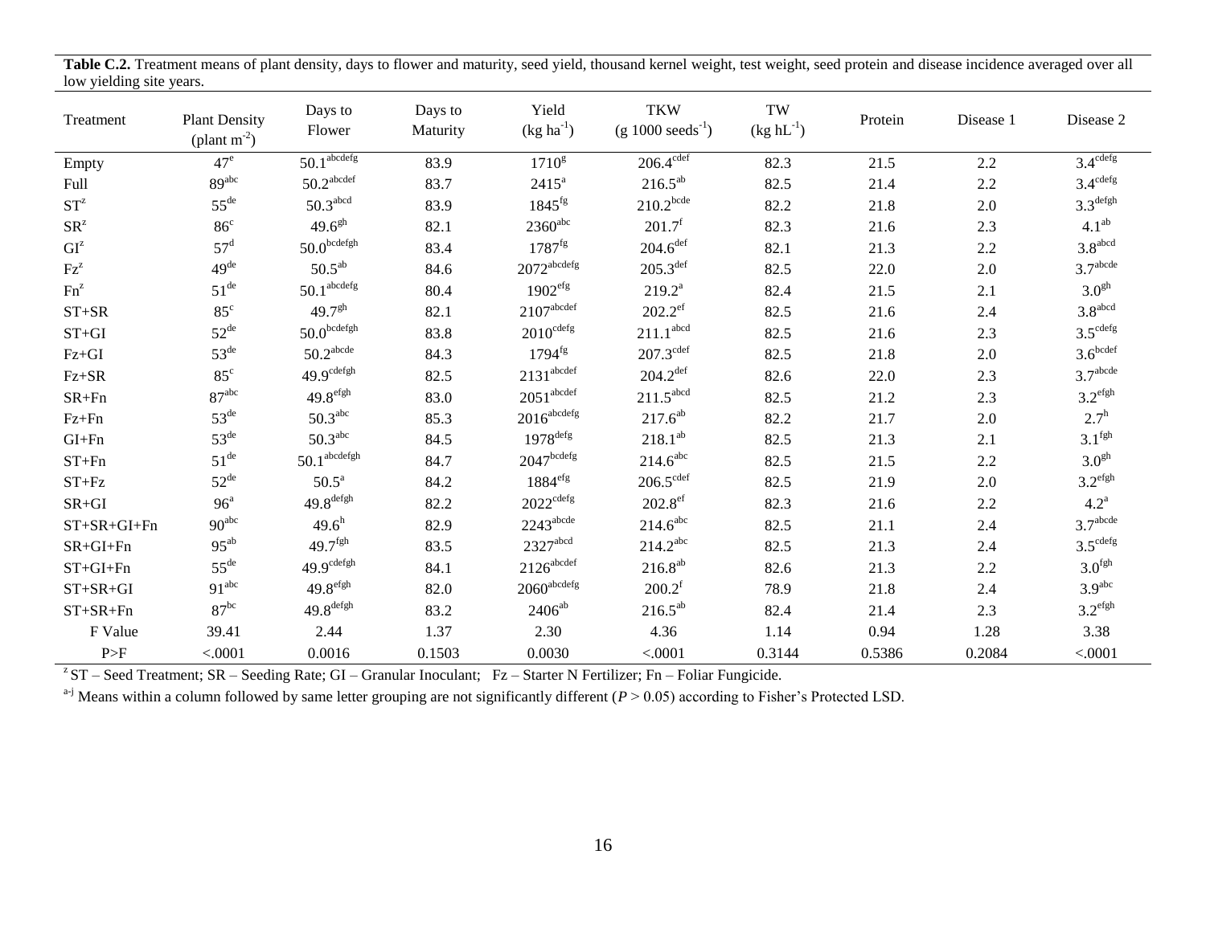**Table C.2.** Treatment means of plant density, days to flower and maturity, seed yield, thousand kernel weight, test weight, seed protein and disease incidence averaged over all low yielding site years.

| Treatment | Plant Density (plant $m^{-2}$) | Days to Flower | Days to Maturity | Yield (kg $ha^{-1}$) | TKW (g 1000 $seeds^{-1}$) | TW (kg $hL^{-1}$) | Protein | Disease 1 | Disease 2 |
|---|---|---|---|---|---|---|---|---|---|
| Empty | 47[e] | 50.1[abcdefg] | 83.9 | 1710[g] | 206.4[cdef] | 82.3 | 21.5 | 2.2 | 3.4[cdefg] |
| Full | 89[abc] | 50.2[abcdef] | 83.7 | 2415[a] | 216.5[ab] | 82.5 | 21.4 | 2.2 | 3.4[cdefg] |
| ST[z] | 55[de] | 50.3[abcd] | 83.9 | 1845[fg] | 210.2[bcde] | 82.2 | 21.8 | 2.0 | 3.3[defgh] |
| SR[z] | 86[c] | 49.6[gh] | 82.1 | 2360[abc] | 201.7[f] | 82.3 | 21.6 | 2.3 | 4.1[ab] |
| GI[z] | 57[d] | 50.0[bcdefgh] | 83.4 | 1787[fg] | 204.6[def] | 82.1 | 21.3 | 2.2 | 3.8[abcd] |
| Fz[z] | 49[de] | 50.5[ab] | 84.6 | 2072[abcdefg] | 205.3[def] | 82.5 | 22.0 | 2.0 | 3.7[abcde] |
| Fn[z] | 51[de] | 50.1[abcdefg] | 80.4 | 1902[efg] | 219.2[a] | 82.4 | 21.5 | 2.1 | 3.0[gh] |
| ST+SR | 85[c] | 49.7[gh] | 82.1 | 2107[abcdef] | 202.2[ef] | 82.5 | 21.6 | 2.4 | 3.8[abcd] |
| ST+GI | 52[de] | 50.0[bcdefgh] | 83.8 | 2010[cdefg] | 211.1[abcd] | 82.5 | 21.6 | 2.3 | 3.5[cdefg] |
| Fz+GI | 53[de] | 50.2[abcde] | 84.3 | 1794[fg] | 207.3[cdef] | 82.5 | 21.8 | 2.0 | 3.6[bcdef] |
| Fz+SR | 85[c] | 49.9[cdefgh] | 82.5 | 2131[abcdef] | 204.2[def] | 82.6 | 22.0 | 2.3 | 3.7[abcde] |
| SR+Fn | 87[abc] | 49.8[efgh] | 83.0 | 2051[abcdef] | 211.5[abcd] | 82.5 | 21.2 | 2.3 | 3.2[efgh] |
| Fz+Fn | 53[de] | 50.3[abc] | 85.3 | 2016[abcdefg] | 217.6[ab] | 82.2 | 21.7 | 2.0 | 2.7[h] |
| GI+Fn | 53[de] | 50.3[abc] | 84.5 | 1978[defg] | 218.1[ab] | 82.5 | 21.3 | 2.1 | 3.1[fgh] |
| ST+Fn | 51[de] | 50.1[abcdefgh] | 84.7 | 2047[bcdefg] | 214.6[abc] | 82.5 | 21.5 | 2.2 | 3.0[gh] |
| ST+Fz | 52[de] | 50.5[a] | 84.2 | 1884[efg] | 206.5[cdef] | 82.5 | 21.9 | 2.0 | 3.2[efgh] |
| SR+GI | 96[a] | 49.8[defgh] | 82.2 | 2022[cdefg] | 202.8[ef] | 82.3 | 21.6 | 2.2 | 4.2[a] |
| ST+SR+GI+Fn | 90[abc] | 49.6[h] | 82.9 | 2243[abcde] | 214.6[abc] | 82.5 | 21.1 | 2.4 | 3.7[abcde] |
| SR+GI+Fn | 95[ab] | 49.7[fgh] | 83.5 | 2327[abcd] | 214.2[abc] | 82.5 | 21.3 | 2.4 | 3.5[cdefg] |
| ST+GI+Fn | 55[de] | 49.9[cdefgh] | 84.1 | 2126[abcdef] | 216.8[ab] | 82.6 | 21.3 | 2.2 | 3.0[fgh] |
| ST+SR+GI | 91[abc] | 49.8[efgh] | 82.0 | 2060[abcdefg] | 200.2[f] | 78.9 | 21.8 | 2.4 | 3.9[abc] |
| ST+SR+Fn | 87[bc] | 49.8[defgh] | 83.2 | 2406[ab] | 216.5[ab] | 82.4 | 21.4 | 2.3 | 3.2[efgh] |
| F Value | 39.41 | 2.44 | 1.37 | 2.30 | 4.36 | 1.14 | 0.94 | 1.28 | 3.38 |
| P>F | <.0001 | 0.0016 | 0.1503 | 0.0030 | <.0001 | 0.3144 | 0.5386 | 0.2084 | <.0001 |

[z] ST – Seed Treatment; SR – Seeding Rate; GI – Granular Inoculant; Fz – Starter N Fertilizer; Fn – Foliar Fungicide.

[a-j] Means within a column followed by same letter grouping are not significantly different ($P > 0.05$) according to Fisher's Protected LSD.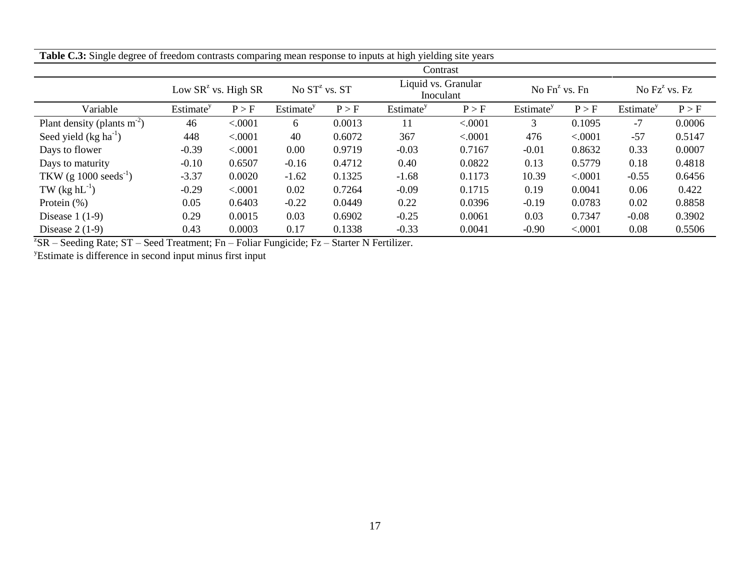**Table C.3:** Single degree of freedom contrasts comparing mean response to inputs at high yielding site years

| | Contrast | | | | | | | | | |
|---|---|---|---|---|---|---|---|---|---|---|
| | Low SR[z] vs. High SR | | No ST[z] vs. ST | | Liquid vs. Granular Inoculant | | No Fn[z] vs. Fn | | No Fz[z] vs. Fz | |
| Variable | Estimate[y] | P > F | Estimate[y] | P > F | Estimate[y] | P > F | Estimate[y] | P > F | Estimate[y] | P > F |
| Plant density (plants $m^{-2}$) | 46 | <.0001 | 6 | 0.0013 | 11 | <.0001 | 3 | 0.1095 | -7 | 0.0006 |
| Seed yield (kg $ha^{-1}$) | 448 | <.0001 | 40 | 0.6072 | 367 | <.0001 | 476 | <.0001 | -57 | 0.5147 |
| Days to flower | -0.39 | <.0001 | 0.00 | 0.9719 | -0.03 | 0.7167 | -0.01 | 0.8632 | 0.33 | 0.0007 |
| Days to maturity | -0.10 | 0.6507 | -0.16 | 0.4712 | 0.40 | 0.0822 | 0.13 | 0.5779 | 0.18 | 0.4818 |
| TKW (g 1000 $seeds^{-1}$) | -3.37 | 0.0020 | -1.62 | 0.1325 | -1.68 | 0.1173 | 10.39 | <.0001 | -0.55 | 0.6456 |
| TW (kg $hL^{-1}$) | -0.29 | <.0001 | 0.02 | 0.7264 | -0.09 | 0.1715 | 0.19 | 0.0041 | 0.06 | 0.422 |
| Protein (%) | 0.05 | 0.6403 | -0.22 | 0.0449 | 0.22 | 0.0396 | -0.19 | 0.0783 | 0.02 | 0.8858 |
| Disease 1 (1-9) | 0.29 | 0.0015 | 0.03 | 0.6902 | -0.25 | 0.0061 | 0.03 | 0.7347 | -0.08 | 0.3902 |
| Disease 2 (1-9) | 0.43 | 0.0003 | 0.17 | 0.1338 | -0.33 | 0.0041 | -0.90 | <.0001 | 0.08 | 0.5506 |

[z]SR – Seeding Rate; ST – Seed Treatment; Fn – Foliar Fungicide; Fz – Starter N Fertilizer.

[y]Estimate is difference in second input minus first input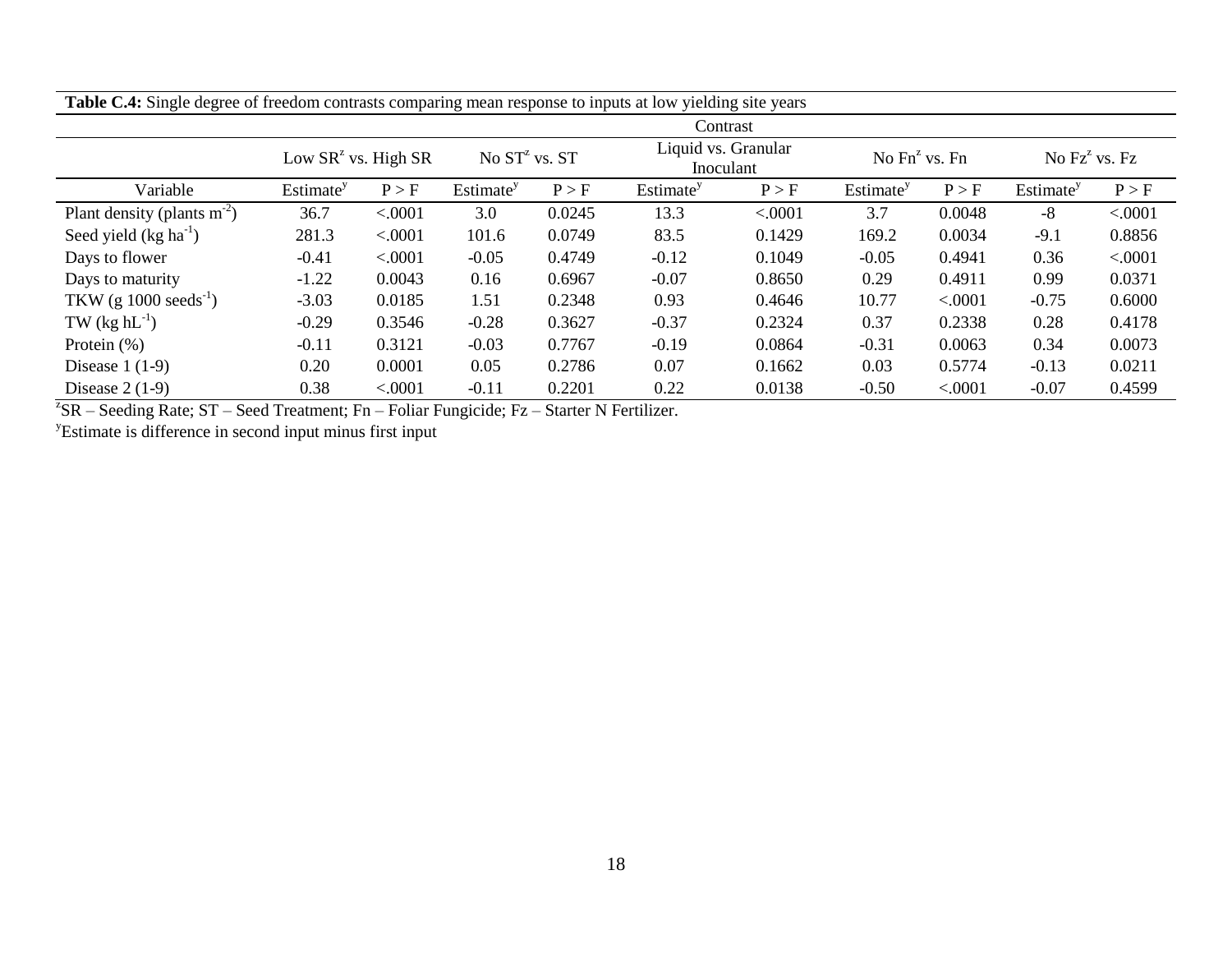**Table C.4:** Single degree of freedom contrasts comparing mean response to inputs at low yielding site years

| | Contrast | | | | | | | | | |
|---|---|---|---|---|---|---|---|---|---|---|
| | Low SR[z] vs. High SR | | No ST[z] vs. ST | | Liquid vs. Granular Inoculant | | No Fn[z] vs. Fn | | No Fz[z] vs. Fz | |
| Variable | Estimate[y] | P > F | Estimate[y] | P > F | Estimate[y] | P > F | Estimate[y] | P > F | Estimate[y] | P > F |
| Plant density (plants $m^{-2}$) | 36.7 | <.0001 | 3.0 | 0.0245 | 13.3 | <.0001 | 3.7 | 0.0048 | -8 | <.0001 |
| Seed yield (kg $ha^{-1}$) | 281.3 | <.0001 | 101.6 | 0.0749 | 83.5 | 0.1429 | 169.2 | 0.0034 | -9.1 | 0.8856 |
| Days to flower | -0.41 | <.0001 | -0.05 | 0.4749 | -0.12 | 0.1049 | -0.05 | 0.4941 | 0.36 | <.0001 |
| Days to maturity | -1.22 | 0.0043 | 0.16 | 0.6967 | -0.07 | 0.8650 | 0.29 | 0.4911 | 0.99 | 0.0371 |
| TKW (g 1000 $seeds^{-1}$) | -3.03 | 0.0185 | 1.51 | 0.2348 | 0.93 | 0.4646 | 10.77 | <.0001 | -0.75 | 0.6000 |
| TW (kg $hL^{-1}$) | -0.29 | 0.3546 | -0.28 | 0.3627 | -0.37 | 0.2324 | 0.37 | 0.2338 | 0.28 | 0.4178 |
| Protein (%) | -0.11 | 0.3121 | -0.03 | 0.7767 | -0.19 | 0.0864 | -0.31 | 0.0063 | 0.34 | 0.0073 |
| Disease 1 (1-9) | 0.20 | 0.0001 | 0.05 | 0.2786 | 0.07 | 0.1662 | 0.03 | 0.5774 | -0.13 | 0.0211 |
| Disease 2 (1-9) | 0.38 | <.0001 | -0.11 | 0.2201 | 0.22 | 0.0138 | -0.50 | <.0001 | -0.07 | 0.4599 |

[z]SR – Seeding Rate; ST – Seed Treatment; Fn – Foliar Fungicide; Fz – Starter N Fertilizer.

[y]Estimate is difference in second input minus first input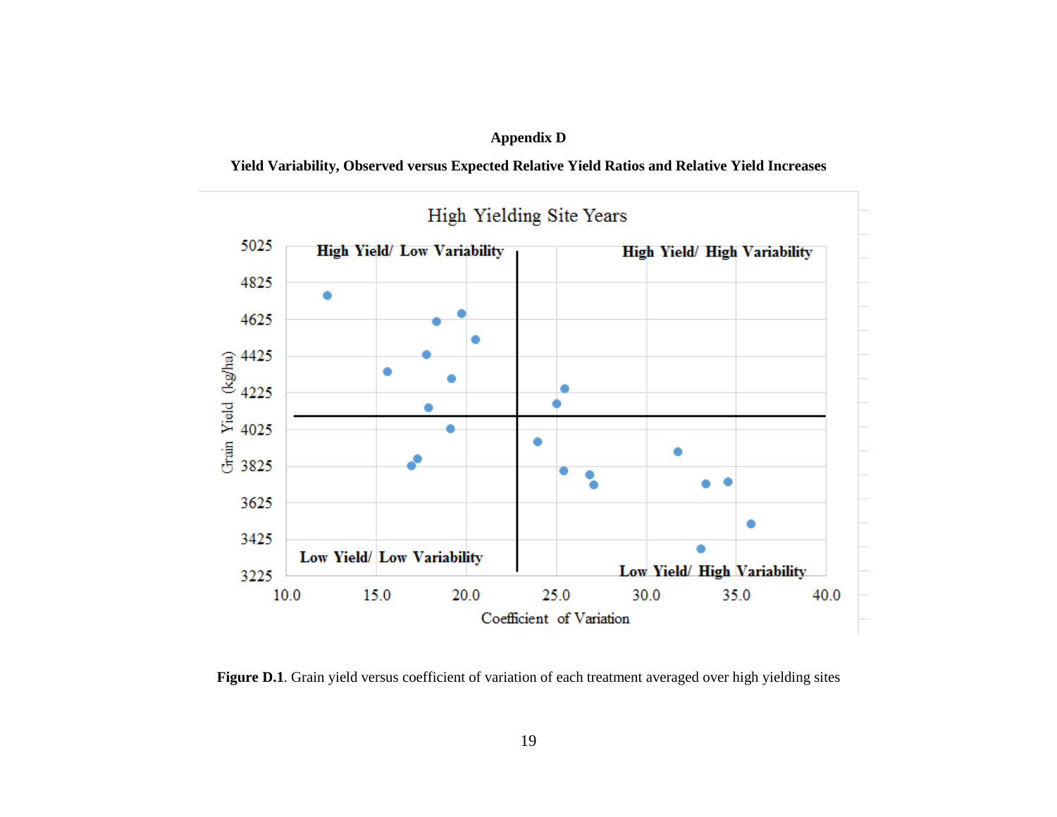# Appendix D

## Yield Variability, Observed versus Expected Relative Yield Ratios and Relative Yield Increases

High Yielding Site Years

**Figure D.1**. Grain yield versus coefficient of variation of each treatment averaged over high yielding sites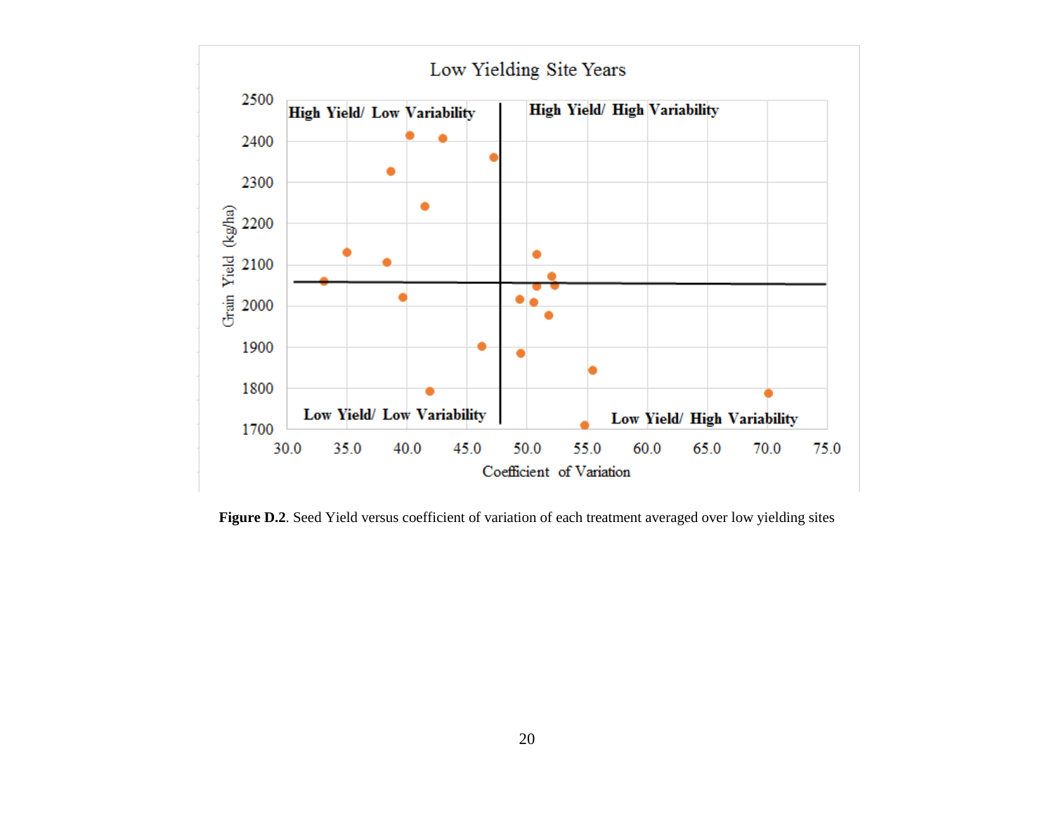**Figure D.2**. Seed Yield versus coefficient of variation of each treatment averaged over low yielding sites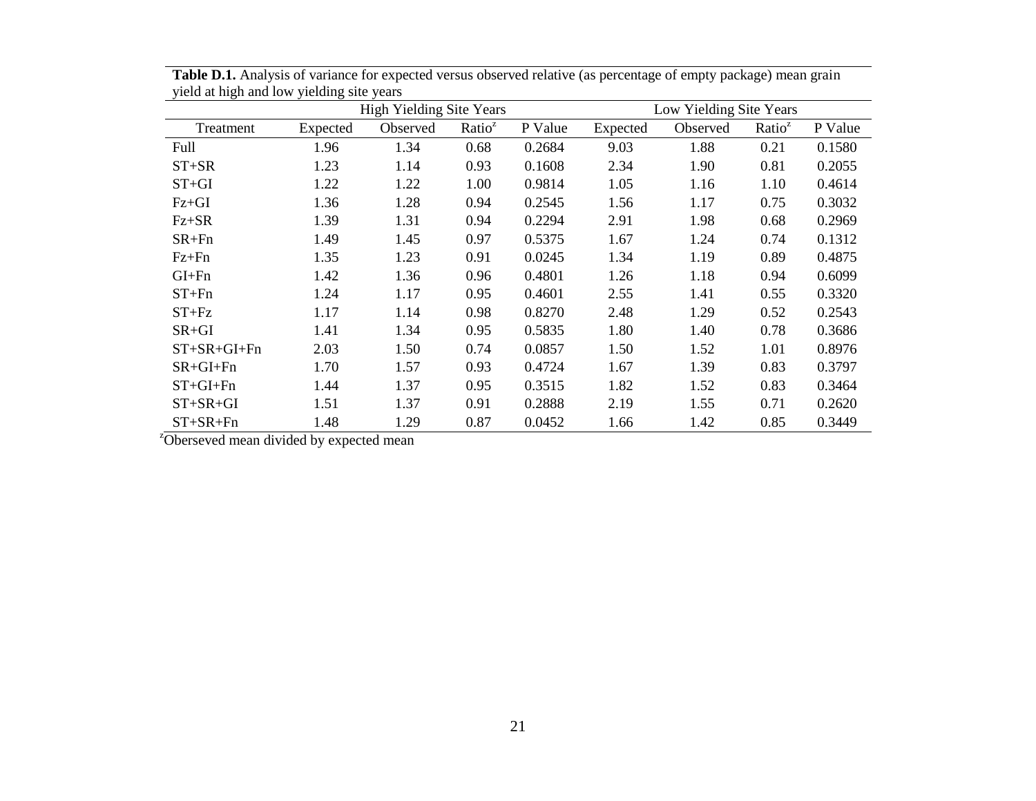**Table D.1.** Analysis of variance for expected versus observed relative (as percentage of empty package) mean grain yield at high and low yielding site years

| | High Yielding Site Years | | | | Low Yielding Site Years | | | |
|---|---|---|---|---|---|---|---|---|
| Treatment | Expected | Observed | Ratio[z] | P Value | Expected | Observed | Ratio[z] | P Value |
| Full | 1.96 | 1.34 | 0.68 | 0.2684 | 9.03 | 1.88 | 0.21 | 0.1580 |
| ST+SR | 1.23 | 1.14 | 0.93 | 0.1608 | 2.34 | 1.90 | 0.81 | 0.2055 |
| ST+GI | 1.22 | 1.22 | 1.00 | 0.9814 | 1.05 | 1.16 | 1.10 | 0.4614 |
| Fz+GI | 1.36 | 1.28 | 0.94 | 0.2545 | 1.56 | 1.17 | 0.75 | 0.3032 |
| Fz+SR | 1.39 | 1.31 | 0.94 | 0.2294 | 2.91 | 1.98 | 0.68 | 0.2969 |
| SR+Fn | 1.49 | 1.45 | 0.97 | 0.5375 | 1.67 | 1.24 | 0.74 | 0.1312 |
| Fz+Fn | 1.35 | 1.23 | 0.91 | 0.0245 | 1.34 | 1.19 | 0.89 | 0.4875 |
| GI+Fn | 1.42 | 1.36 | 0.96 | 0.4801 | 1.26 | 1.18 | 0.94 | 0.6099 |
| ST+Fn | 1.24 | 1.17 | 0.95 | 0.4601 | 2.55 | 1.41 | 0.55 | 0.3320 |
| ST+Fz | 1.17 | 1.14 | 0.98 | 0.8270 | 2.48 | 1.29 | 0.52 | 0.2543 |
| SR+GI | 1.41 | 1.34 | 0.95 | 0.5835 | 1.80 | 1.40 | 0.78 | 0.3686 |
| ST+SR+GI+Fn | 2.03 | 1.50 | 0.74 | 0.0857 | 1.50 | 1.52 | 1.01 | 0.8976 |
| SR+GI+Fn | 1.70 | 1.57 | 0.93 | 0.4724 | 1.67 | 1.39 | 0.83 | 0.3797 |
| ST+GI+Fn | 1.44 | 1.37 | 0.95 | 0.3515 | 1.82 | 1.52 | 0.83 | 0.3464 |
| ST+SR+GI | 1.51 | 1.37 | 0.91 | 0.2888 | 2.19 | 1.55 | 0.71 | 0.2620 |
| ST+SR+Fn | 1.48 | 1.29 | 0.87 | 0.0452 | 1.66 | 1.42 | 0.85 | 0.3449 |

[z]Oberseved mean divided by expected mean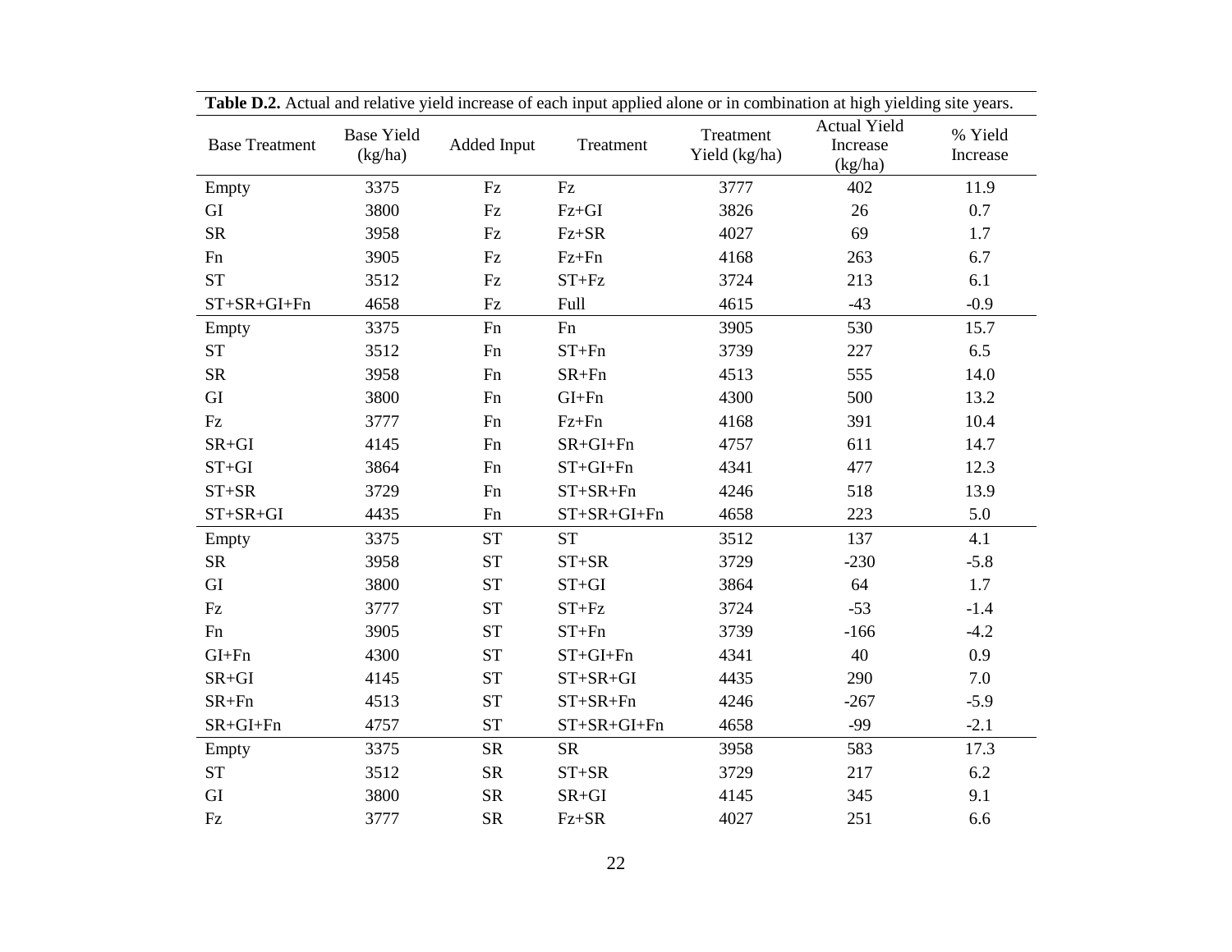**Table D.2.** Actual and relative yield increase of each input applied alone or in combination at high yielding site years.

| Base Treatment | Base Yield (kg/ha) | Added Input | Treatment | Treatment Yield (kg/ha) | Actual Yield Increase (kg/ha) | % Yield Increase |
|---|---|---|---|---|---|---|
| Empty | 3375 | Fz | Fz | 3777 | 402 | 11.9 |
| GI | 3800 | Fz | Fz+GI | 3826 | 26 | 0.7 |
| SR | 3958 | Fz | Fz+SR | 4027 | 69 | 1.7 |
| Fn | 3905 | Fz | Fz+Fn | 4168 | 263 | 6.7 |
| ST | 3512 | Fz | ST+Fz | 3724 | 213 | 6.1 |
| ST+SR+GI+Fn | 4658 | Fz | Full | 4615 | -43 | -0.9 |
| Empty | 3375 | Fn | Fn | 3905 | 530 | 15.7 |
| ST | 3512 | Fn | ST+Fn | 3739 | 227 | 6.5 |
| SR | 3958 | Fn | SR+Fn | 4513 | 555 | 14.0 |
| GI | 3800 | Fn | GI+Fn | 4300 | 500 | 13.2 |
| Fz | 3777 | Fn | Fz+Fn | 4168 | 391 | 10.4 |
| SR+GI | 4145 | Fn | SR+GI+Fn | 4757 | 611 | 14.7 |
| ST+GI | 3864 | Fn | ST+GI+Fn | 4341 | 477 | 12.3 |
| ST+SR | 3729 | Fn | ST+SR+Fn | 4246 | 518 | 13.9 |
| ST+SR+GI | 4435 | Fn | ST+SR+GI+Fn | 4658 | 223 | 5.0 |
| Empty | 3375 | ST | ST | 3512 | 137 | 4.1 |
| SR | 3958 | ST | ST+SR | 3729 | -230 | -5.8 |
| GI | 3800 | ST | ST+GI | 3864 | 64 | 1.7 |
| Fz | 3777 | ST | ST+Fz | 3724 | -53 | -1.4 |
| Fn | 3905 | ST | ST+Fn | 3739 | -166 | -4.2 |
| GI+Fn | 4300 | ST | ST+GI+Fn | 4341 | 40 | 0.9 |
| SR+GI | 4145 | ST | ST+SR+GI | 4435 | 290 | 7.0 |
| SR+Fn | 4513 | ST | ST+SR+Fn | 4246 | -267 | -5.9 |
| SR+GI+Fn | 4757 | ST | ST+SR+GI+Fn | 4658 | -99 | -2.1 |
| Empty | 3375 | SR | SR | 3958 | 583 | 17.3 |
| ST | 3512 | SR | ST+SR | 3729 | 217 | 6.2 |
| GI | 3800 | SR | SR+GI | 4145 | 345 | 9.1 |
| Fz | 3777 | SR | Fz+SR | 4027 | 251 | 6.6 |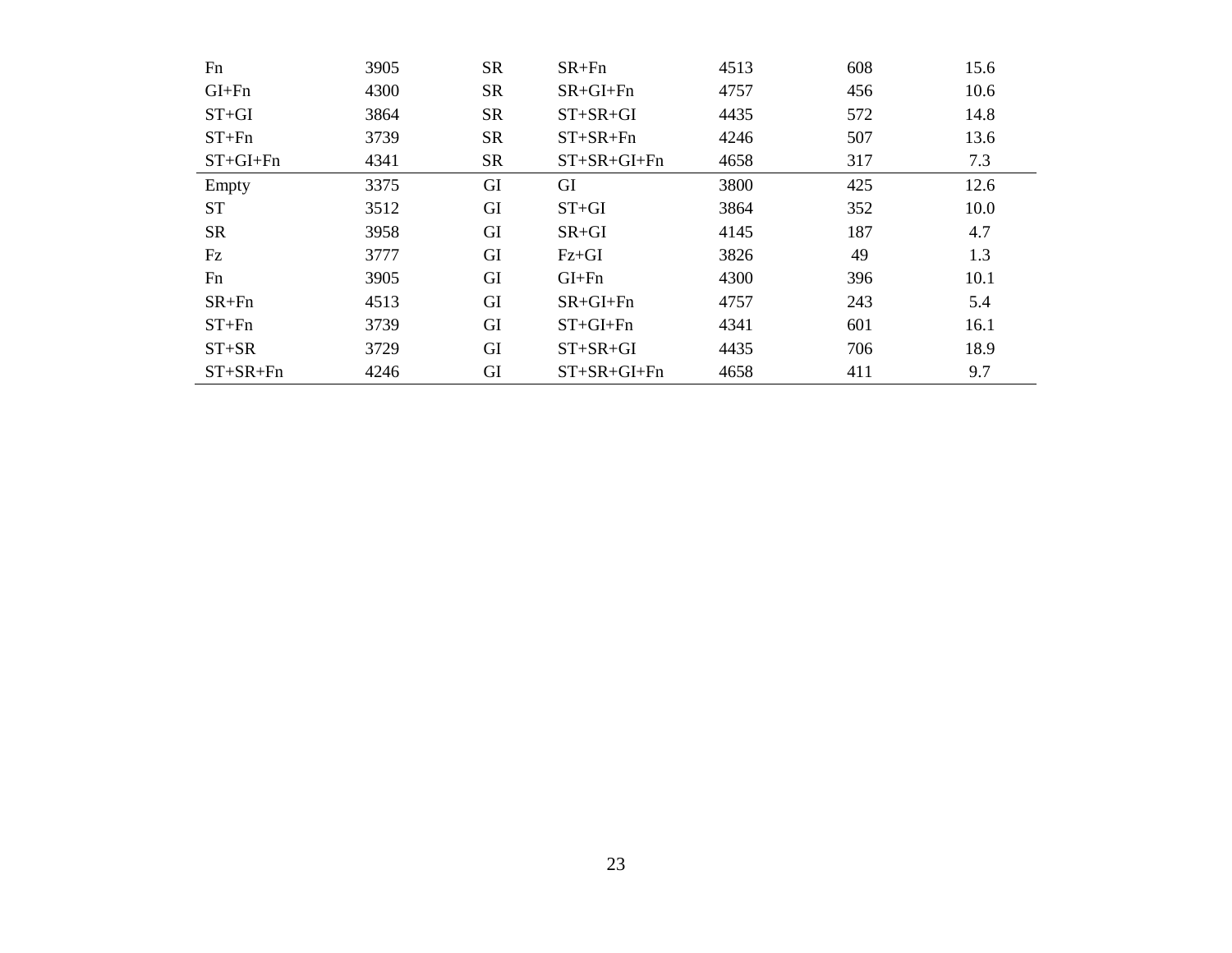| | | | | | | |
|---|---|---|---|---|---|---|
| Fn | 3905 | SR | SR+Fn | 4513 | 608 | 15.6 |
| GI+Fn | 4300 | SR | SR+GI+Fn | 4757 | 456 | 10.6 |
| ST+GI | 3864 | SR | ST+SR+GI | 4435 | 572 | 14.8 |
| ST+Fn | 3739 | SR | ST+SR+Fn | 4246 | 507 | 13.6 |
| ST+GI+Fn | 4341 | SR | ST+SR+GI+Fn | 4658 | 317 | 7.3 |
| Empty | 3375 | GI | GI | 3800 | 425 | 12.6 |
| ST | 3512 | GI | ST+GI | 3864 | 352 | 10.0 |
| SR | 3958 | GI | SR+GI | 4145 | 187 | 4.7 |
| Fz | 3777 | GI | Fz+GI | 3826 | 49 | 1.3 |
| Fn | 3905 | GI | GI+Fn | 4300 | 396 | 10.1 |
| SR+Fn | 4513 | GI | SR+GI+Fn | 4757 | 243 | 5.4 |
| ST+Fn | 3739 | GI | ST+GI+Fn | 4341 | 601 | 16.1 |
| ST+SR | 3729 | GI | ST+SR+GI | 4435 | 706 | 18.9 |
| ST+SR+Fn | 4246 | GI | ST+SR+GI+Fn | 4658 | 411 | 9.7 |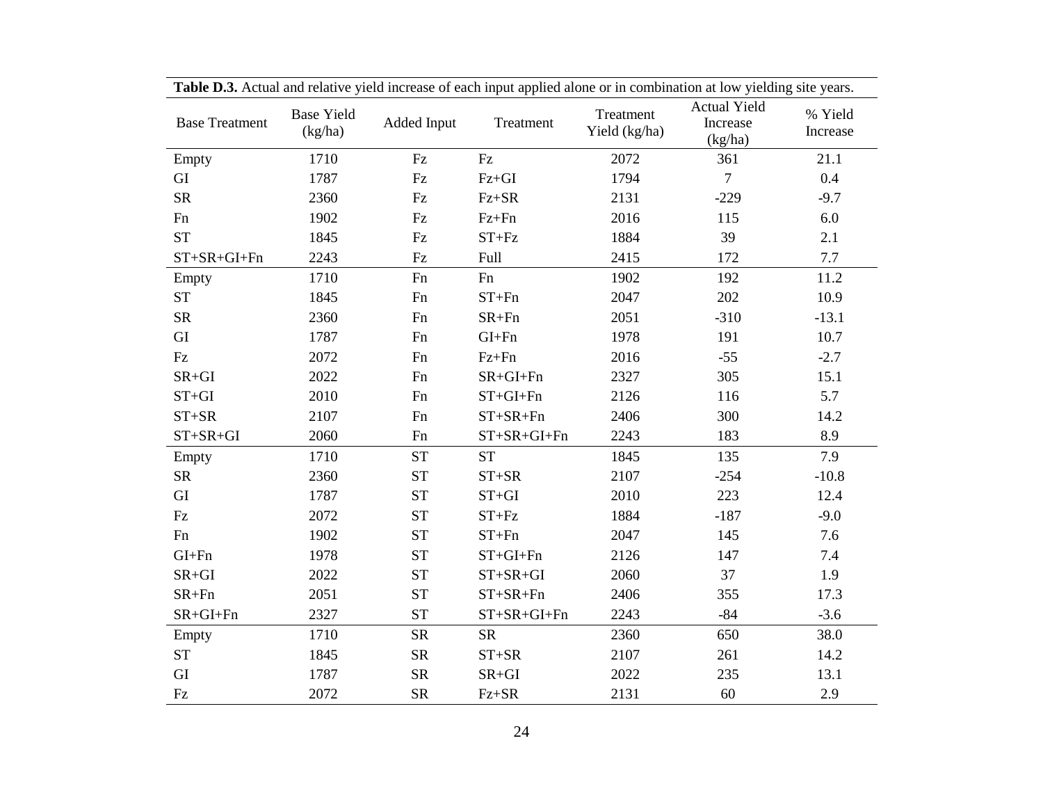**Table D.3.** Actual and relative yield increase of each input applied alone or in combination at low yielding site years.

| Base Treatment | Base Yield (kg/ha) | Added Input | Treatment | Treatment Yield (kg/ha) | Actual Yield Increase (kg/ha) | % Yield Increase |
|---|---|---|---|---|---|---|
| Empty | 1710 | Fz | Fz | 2072 | 361 | 21.1 |
| GI | 1787 | Fz | Fz+GI | 1794 | 7 | 0.4 |
| SR | 2360 | Fz | Fz+SR | 2131 | -229 | -9.7 |
| Fn | 1902 | Fz | Fz+Fn | 2016 | 115 | 6.0 |
| ST | 1845 | Fz | ST+Fz | 1884 | 39 | 2.1 |
| ST+SR+GI+Fn | 2243 | Fz | Full | 2415 | 172 | 7.7 |
| Empty | 1710 | Fn | Fn | 1902 | 192 | 11.2 |
| ST | 1845 | Fn | ST+Fn | 2047 | 202 | 10.9 |
| SR | 2360 | Fn | SR+Fn | 2051 | -310 | -13.1 |
| GI | 1787 | Fn | GI+Fn | 1978 | 191 | 10.7 |
| Fz | 2072 | Fn | Fz+Fn | 2016 | -55 | -2.7 |
| SR+GI | 2022 | Fn | SR+GI+Fn | 2327 | 305 | 15.1 |
| ST+GI | 2010 | Fn | ST+GI+Fn | 2126 | 116 | 5.7 |
| ST+SR | 2107 | Fn | ST+SR+Fn | 2406 | 300 | 14.2 |
| ST+SR+GI | 2060 | Fn | ST+SR+GI+Fn | 2243 | 183 | 8.9 |
| Empty | 1710 | ST | ST | 1845 | 135 | 7.9 |
| SR | 2360 | ST | ST+SR | 2107 | -254 | -10.8 |
| GI | 1787 | ST | ST+GI | 2010 | 223 | 12.4 |
| Fz | 2072 | ST | ST+Fz | 1884 | -187 | -9.0 |
| Fn | 1902 | ST | ST+Fn | 2047 | 145 | 7.6 |
| GI+Fn | 1978 | ST | ST+GI+Fn | 2126 | 147 | 7.4 |
| SR+GI | 2022 | ST | ST+SR+GI | 2060 | 37 | 1.9 |
| SR+Fn | 2051 | ST | ST+SR+Fn | 2406 | 355 | 17.3 |
| SR+GI+Fn | 2327 | ST | ST+SR+GI+Fn | 2243 | -84 | -3.6 |
| Empty | 1710 | SR | SR | 2360 | 650 | 38.0 |
| ST | 1845 | SR | ST+SR | 2107 | 261 | 14.2 |
| GI | 1787 | SR | SR+GI | 2022 | 235 | 13.1 |
| Fz | 2072 | SR | Fz+SR | 2131 | 60 | 2.9 |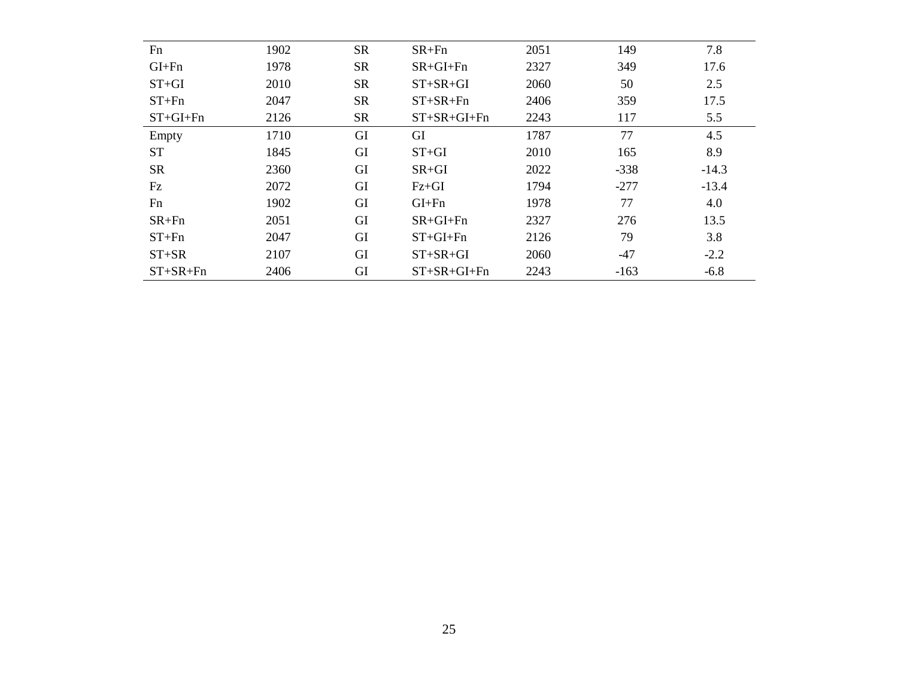| | | | | | | |
|---|---|---|---|---|---|---|
| Fn | 1902 | SR | SR+Fn | 2051 | 149 | 7.8 |
| GI+Fn | 1978 | SR | SR+GI+Fn | 2327 | 349 | 17.6 |
| ST+GI | 2010 | SR | ST+SR+GI | 2060 | 50 | 2.5 |
| ST+Fn | 2047 | SR | ST+SR+Fn | 2406 | 359 | 17.5 |
| ST+GI+Fn | 2126 | SR | ST+SR+GI+Fn | 2243 | 117 | 5.5 |
| Empty | 1710 | GI | GI | 1787 | 77 | 4.5 |
| ST | 1845 | GI | ST+GI | 2010 | 165 | 8.9 |
| SR | 2360 | GI | SR+GI | 2022 | -338 | -14.3 |
| Fz | 2072 | GI | Fz+GI | 1794 | -277 | -13.4 |
| Fn | 1902 | GI | GI+Fn | 1978 | 77 | 4.0 |
| SR+Fn | 2051 | GI | SR+GI+Fn | 2327 | 276 | 13.5 |
| ST+Fn | 2047 | GI | ST+GI+Fn | 2126 | 79 | 3.8 |
| ST+SR | 2107 | GI | ST+SR+GI | 2060 | -47 | -2.2 |
| ST+SR+Fn | 2406 | GI | ST+SR+GI+Fn | 2243 | -163 | -6.8 |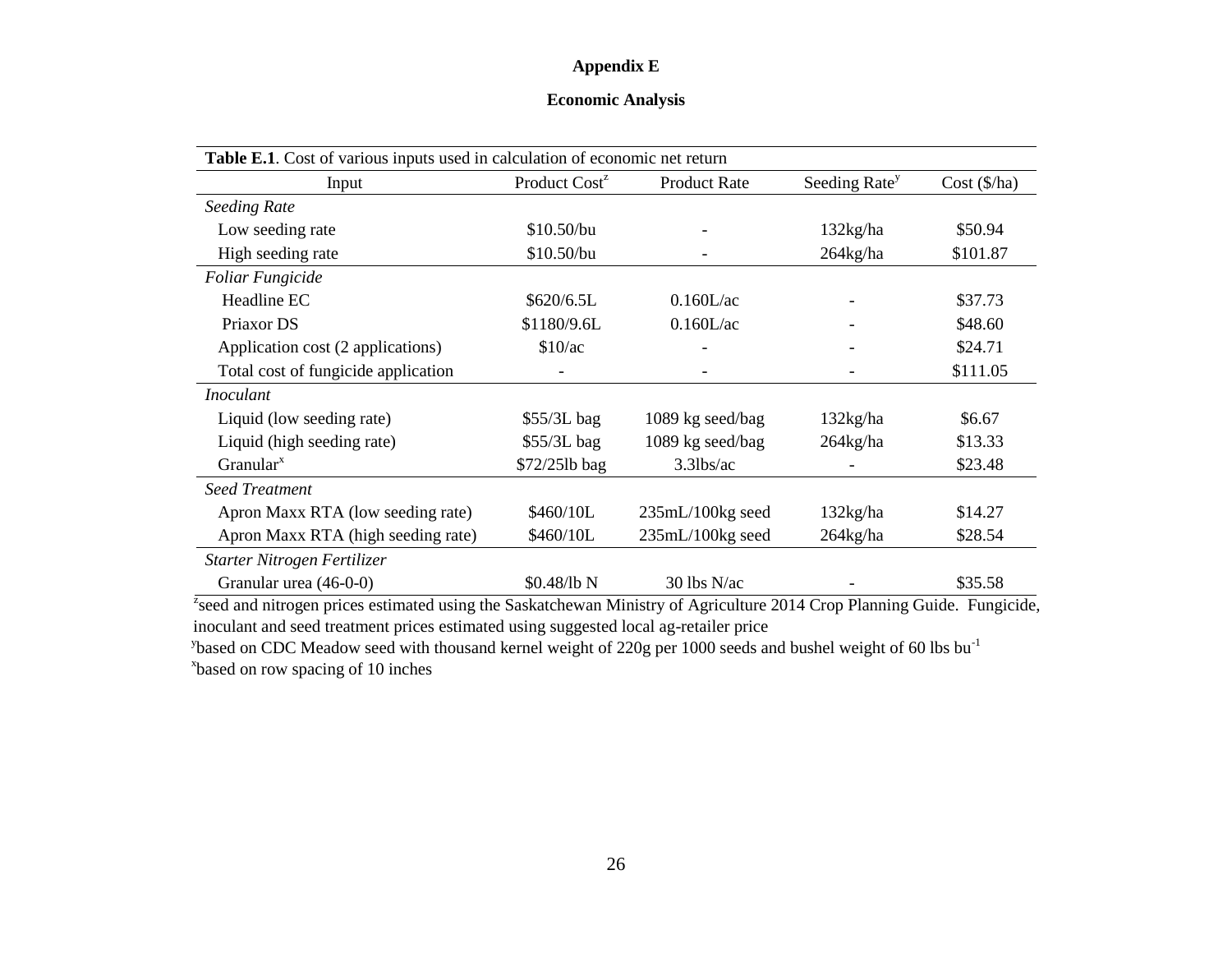# Appendix E

## Economic Analysis

**Table E.1**. Cost of various inputs used in calculation of economic net return

| Input | Product Cost[z] | Product Rate | Seeding Rate[y] | Cost ($/ha) |
|---|---|---|---|---|
| *Seeding Rate* | | | | |
| Low seeding rate | $10.50/bu | - | 132kg/ha | $50.94 |
| High seeding rate | $10.50/bu | - | 264kg/ha | $101.87 |
| *Foliar Fungicide* | | | | |
| Headline EC | $620/6.5L | 0.160L/ac | - | $37.73 |
| Priaxor DS | $1180/9.6L | 0.160L/ac | - | $48.60 |
| Application cost (2 applications) | $10/ac | - | - | $24.71 |
| Total cost of fungicide application | - | - | - | $111.05 |
| *Inoculant* | | | | |
| Liquid (low seeding rate) | $55/3L bag | 1089 kg seed/bag | 132kg/ha | $6.67 |
| Liquid (high seeding rate) | $55/3L bag | 1089 kg seed/bag | 264kg/ha | $13.33 |
| Granular[x] | $72/25lb bag | 3.3lbs/ac | - | $23.48 |
| *Seed Treatment* | | | | |
| Apron Maxx RTA (low seeding rate) | $460/10L | 235mL/100kg seed | 132kg/ha | $14.27 |
| Apron Maxx RTA (high seeding rate) | $460/10L | 235mL/100kg seed | 264kg/ha | $28.54 |
| *Starter Nitrogen Fertilizer* | | | | |
| Granular urea (46-0-0) | $0.48/lb N | 30 lbs N/ac | - | $35.58 |

[z]seed and nitrogen prices estimated using the Saskatchewan Ministry of Agriculture 2014 Crop Planning Guide. Fungicide, inoculant and seed treatment prices estimated using suggested local ag-retailer price

[y]based on CDC Meadow seed with thousand kernel weight of 220g per 1000 seeds and bushel weight of 60 lbs $bu^{-1}$

[x]based on row spacing of 10 inches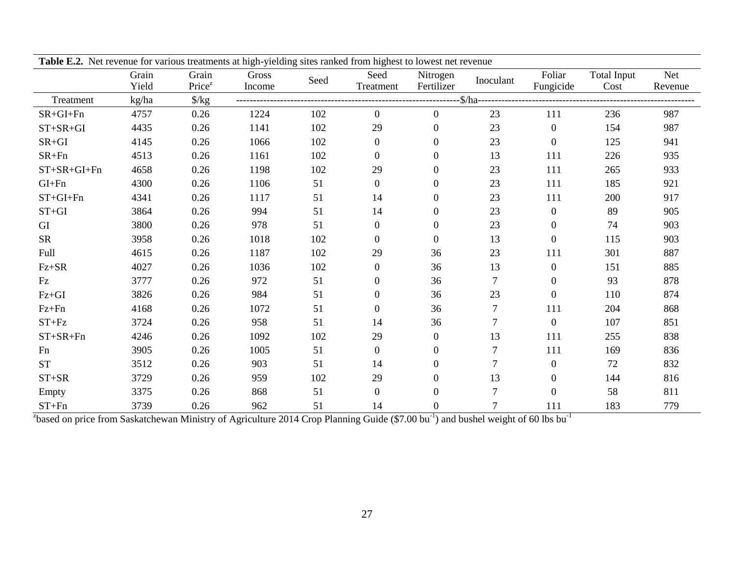**Table E.2.** Net revenue for various treatments at high-yielding sites ranked from highest to lowest net revenue

| Treatment | Grain Yield | Grain Price[z] | Gross Income | Seed | Seed Treatment | Nitrogen Fertilizer | Inoculant | Foliar Fungicide | Total Input Cost | Net Revenue |
|---|---|---|---|---|---|---|---|---|---|---|
| | kg/ha | $/kg | $/ha | | | | | | | |
| SR+GI+Fn | 4757 | 0.26 | 1224 | 102 | 0 | 0 | 23 | 111 | 236 | 987 |
| ST+SR+GI | 4435 | 0.26 | 1141 | 102 | 29 | 0 | 23 | 0 | 154 | 987 |
| SR+GI | 4145 | 0.26 | 1066 | 102 | 0 | 0 | 23 | 0 | 125 | 941 |
| SR+Fn | 4513 | 0.26 | 1161 | 102 | 0 | 0 | 13 | 111 | 226 | 935 |
| ST+SR+GI+Fn | 4658 | 0.26 | 1198 | 102 | 29 | 0 | 23 | 111 | 265 | 933 |
| GI+Fn | 4300 | 0.26 | 1106 | 51 | 0 | 0 | 23 | 111 | 185 | 921 |
| ST+GI+Fn | 4341 | 0.26 | 1117 | 51 | 14 | 0 | 23 | 111 | 200 | 917 |
| ST+GI | 3864 | 0.26 | 994 | 51 | 14 | 0 | 23 | 0 | 89 | 905 |
| GI | 3800 | 0.26 | 978 | 51 | 0 | 0 | 23 | 0 | 74 | 903 |
| SR | 3958 | 0.26 | 1018 | 102 | 0 | 0 | 13 | 0 | 115 | 903 |
| Full | 4615 | 0.26 | 1187 | 102 | 29 | 36 | 23 | 111 | 301 | 887 |
| Fz+SR | 4027 | 0.26 | 1036 | 102 | 0 | 36 | 13 | 0 | 151 | 885 |
| Fz | 3777 | 0.26 | 972 | 51 | 0 | 36 | 7 | 0 | 93 | 878 |
| Fz+GI | 3826 | 0.26 | 984 | 51 | 0 | 36 | 23 | 0 | 110 | 874 |
| Fz+Fn | 4168 | 0.26 | 1072 | 51 | 0 | 36 | 7 | 111 | 204 | 868 |
| ST+Fz | 3724 | 0.26 | 958 | 51 | 14 | 36 | 7 | 0 | 107 | 851 |
| ST+SR+Fn | 4246 | 0.26 | 1092 | 102 | 29 | 0 | 13 | 111 | 255 | 838 |
| Fn | 3905 | 0.26 | 1005 | 51 | 0 | 0 | 7 | 111 | 169 | 836 |
| ST | 3512 | 0.26 | 903 | 51 | 14 | 0 | 7 | 0 | 72 | 832 |
| ST+SR | 3729 | 0.26 | 959 | 102 | 29 | 0 | 13 | 0 | 144 | 816 |
| Empty | 3375 | 0.26 | 868 | 51 | 0 | 0 | 7 | 0 | 58 | 811 |
| ST+Fn | 3739 | 0.26 | 962 | 51 | 14 | 0 | 7 | 111 | 183 | 779 |

[z]based on price from Saskatchewan Ministry of Agriculture 2014 Crop Planning Guide ($7.00 bu$^{-1}$) and bushel weight of 60 lbs bu$^{-1}$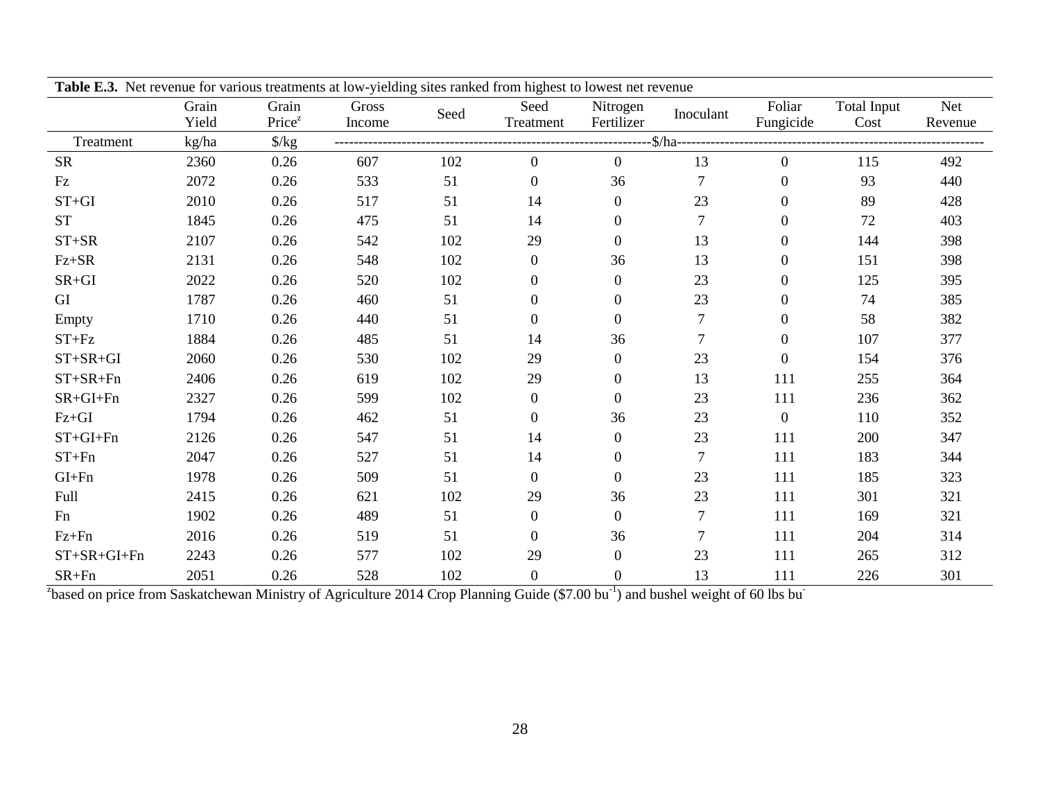**Table E.3.** Net revenue for various treatments at low-yielding sites ranked from highest to lowest net revenue

| Treatment | Grain Yield | Grain Price[z] | Gross Income | Seed | Seed Treatment | Nitrogen Fertilizer | Inoculant | Foliar Fungicide | Total Input Cost | Net Revenue |
|---|---|---|---|---|---|---|---|---|---|---|
| | kg/ha | $/kg | $/ha | | | | | | | |
| SR | 2360 | 0.26 | 607 | 102 | 0 | 0 | 13 | 0 | 115 | 492 |
| Fz | 2072 | 0.26 | 533 | 51 | 0 | 36 | 7 | 0 | 93 | 440 |
| ST+GI | 2010 | 0.26 | 517 | 51 | 14 | 0 | 23 | 0 | 89 | 428 |
| ST | 1845 | 0.26 | 475 | 51 | 14 | 0 | 7 | 0 | 72 | 403 |
| ST+SR | 2107 | 0.26 | 542 | 102 | 29 | 0 | 13 | 0 | 144 | 398 |
| Fz+SR | 2131 | 0.26 | 548 | 102 | 0 | 36 | 13 | 0 | 151 | 398 |
| SR+GI | 2022 | 0.26 | 520 | 102 | 0 | 0 | 23 | 0 | 125 | 395 |
| GI | 1787 | 0.26 | 460 | 51 | 0 | 0 | 23 | 0 | 74 | 385 |
| Empty | 1710 | 0.26 | 440 | 51 | 0 | 0 | 7 | 0 | 58 | 382 |
| ST+Fz | 1884 | 0.26 | 485 | 51 | 14 | 36 | 7 | 0 | 107 | 377 |
| ST+SR+GI | 2060 | 0.26 | 530 | 102 | 29 | 0 | 23 | 0 | 154 | 376 |
| ST+SR+Fn | 2406 | 0.26 | 619 | 102 | 29 | 0 | 13 | 111 | 255 | 364 |
| SR+GI+Fn | 2327 | 0.26 | 599 | 102 | 0 | 0 | 23 | 111 | 236 | 362 |
| Fz+GI | 1794 | 0.26 | 462 | 51 | 0 | 36 | 23 | 0 | 110 | 352 |
| ST+GI+Fn | 2126 | 0.26 | 547 | 51 | 14 | 0 | 23 | 111 | 200 | 347 |
| ST+Fn | 2047 | 0.26 | 527 | 51 | 14 | 0 | 7 | 111 | 183 | 344 |
| GI+Fn | 1978 | 0.26 | 509 | 51 | 0 | 0 | 23 | 111 | 185 | 323 |
| Full | 2415 | 0.26 | 621 | 102 | 29 | 36 | 23 | 111 | 301 | 321 |
| Fn | 1902 | 0.26 | 489 | 51 | 0 | 0 | 7 | 111 | 169 | 321 |
| Fz+Fn | 2016 | 0.26 | 519 | 51 | 0 | 36 | 7 | 111 | 204 | 314 |
| ST+SR+GI+Fn | 2243 | 0.26 | 577 | 102 | 29 | 0 | 23 | 111 | 265 | 312 |
| SR+Fn | 2051 | 0.26 | 528 | 102 | 0 | 0 | 13 | 111 | 226 | 301 |

[z]based on price from Saskatchewan Ministry of Agriculture 2014 Crop Planning Guide ($7.00 $bu^{-1}$) and bushel weight of 60 lbs $bu^{-}$